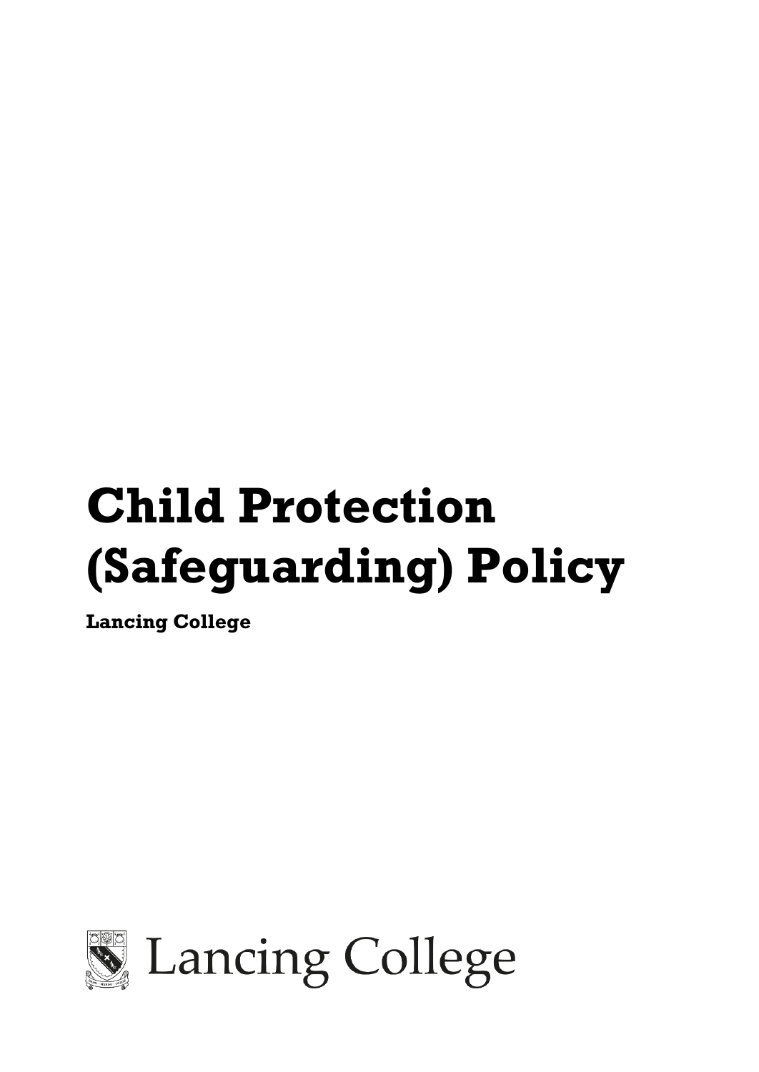# Child Protection (Safeguarding) Policy

**Lancing College**

Lancing College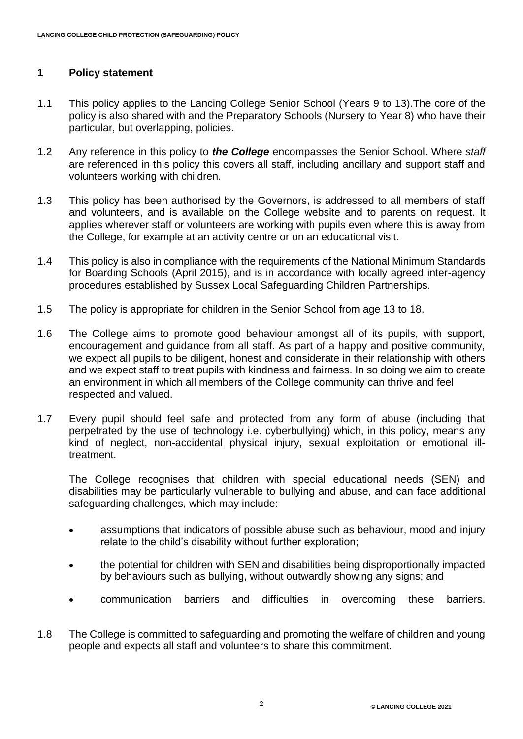## 1 Policy statement

1.1 This policy applies to the Lancing College Senior School (Years 9 to 13).The core of the policy is also shared with and the Preparatory Schools (Nursery to Year 8) who have their particular, but overlapping, policies.

1.2 Any reference in this policy to ***the College*** encompasses the Senior School. Where *staff* are referenced in this policy this covers all staff, including ancillary and support staff and volunteers working with children.

1.3 This policy has been authorised by the Governors, is addressed to all members of staff and volunteers, and is available on the College website and to parents on request. It applies wherever staff or volunteers are working with pupils even where this is away from the College, for example at an activity centre or on an educational visit.

1.4 This policy is also in compliance with the requirements of the National Minimum Standards for Boarding Schools (April 2015), and is in accordance with locally agreed inter-agency procedures established by Sussex Local Safeguarding Children Partnerships.

1.5 The policy is appropriate for children in the Senior School from age 13 to 18.

1.6 The College aims to promote good behaviour amongst all of its pupils, with support, encouragement and guidance from all staff. As part of a happy and positive community, we expect all pupils to be diligent, honest and considerate in their relationship with others and we expect staff to treat pupils with kindness and fairness. In so doing we aim to create an environment in which all members of the College community can thrive and feel respected and valued.

1.7 Every pupil should feel safe and protected from any form of abuse (including that perpetrated by the use of technology i.e. cyberbullying) which, in this policy, means any kind of neglect, non-accidental physical injury, sexual exploitation or emotional ill-treatment.

The College recognises that children with special educational needs (SEN) and disabilities may be particularly vulnerable to bullying and abuse, and can face additional safeguarding challenges, which may include:

- assumptions that indicators of possible abuse such as behaviour, mood and injury relate to the child's disability without further exploration;
- the potential for children with SEN and disabilities being disproportionally impacted by behaviours such as bullying, without outwardly showing any signs; and
- communication barriers and difficulties in overcoming these barriers.

1.8 The College is committed to safeguarding and promoting the welfare of children and young people and expects all staff and volunteers to share this commitment.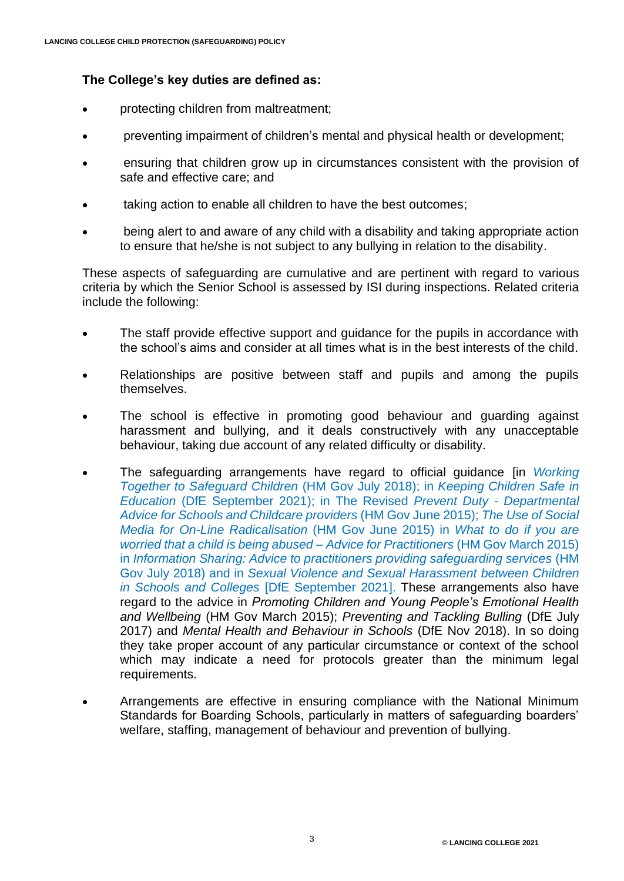**The College's key duties are defined as:**

- protecting children from maltreatment;
- preventing impairment of children's mental and physical health or development;
- ensuring that children grow up in circumstances consistent with the provision of safe and effective care; and
- taking action to enable all children to have the best outcomes;
- being alert to and aware of any child with a disability and taking appropriate action to ensure that he/she is not subject to any bullying in relation to the disability.

These aspects of safeguarding are cumulative and are pertinent with regard to various criteria by which the Senior School is assessed by ISI during inspections. Related criteria include the following:

- The staff provide effective support and guidance for the pupils in accordance with the school's aims and consider at all times what is in the best interests of the child.
- Relationships are positive between staff and pupils and among the pupils themselves.
- The school is effective in promoting good behaviour and guarding against harassment and bullying, and it deals constructively with any unacceptable behaviour, taking due account of any related difficulty or disability.
- The safeguarding arrangements have regard to official guidance [in *Working Together to Safeguard Children* (HM Gov July 2018); in *Keeping Children Safe in Education* (DfE September 2021); in The Revised *Prevent Duty - Departmental Advice for Schools and Childcare providers* (HM Gov June 2015); *The Use of Social Media for On-Line Radicalisation* (HM Gov June 2015) in *What to do if you are worried that a child is being abused – Advice for Practitioners* (HM Gov March 2015) in *Information Sharing: Advice to practitioners providing safeguarding services* (HM Gov July 2018) and in *Sexual Violence and Sexual Harassment between Children in Schools and Colleges* [DfE September 2021]. These arrangements also have regard to the advice in *Promoting Children and Young People's Emotional Health and Wellbeing* (HM Gov March 2015); *Preventing and Tackling Bulling* (DfE July 2017) and *Mental Health and Behaviour in Schools* (DfE Nov 2018). In so doing they take proper account of any particular circumstance or context of the school which may indicate a need for protocols greater than the minimum legal requirements.
- Arrangements are effective in ensuring compliance with the National Minimum Standards for Boarding Schools, particularly in matters of safeguarding boarders' welfare, staffing, management of behaviour and prevention of bullying.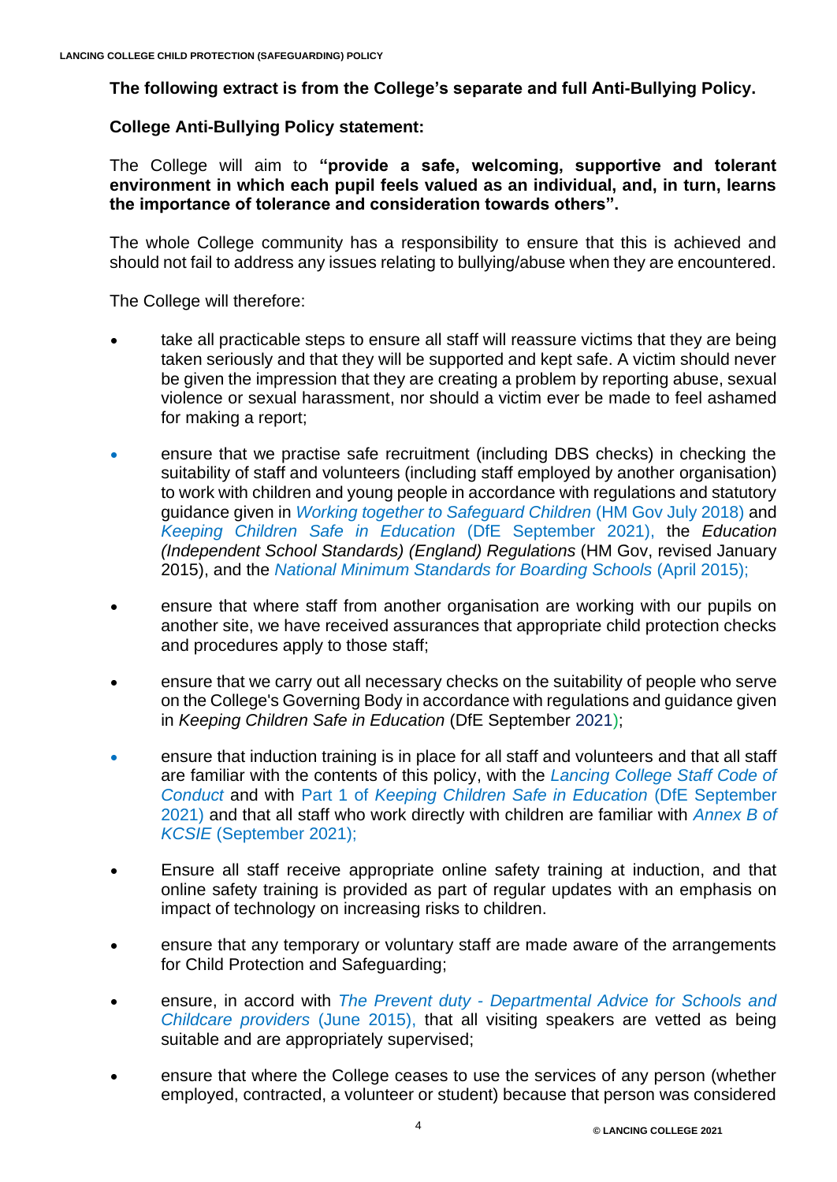**The following extract is from the College's separate and full Anti-Bullying Policy.**

**College Anti-Bullying Policy statement:**

The College will aim to **"provide a safe, welcoming, supportive and tolerant environment in which each pupil feels valued as an individual, and, in turn, learns the importance of tolerance and consideration towards others".**

The whole College community has a responsibility to ensure that this is achieved and should not fail to address any issues relating to bullying/abuse when they are encountered.

The College will therefore:

- take all practicable steps to ensure all staff will reassure victims that they are being taken seriously and that they will be supported and kept safe. A victim should never be given the impression that they are creating a problem by reporting abuse, sexual violence or sexual harassment, nor should a victim ever be made to feel ashamed for making a report;
- ensure that we practise safe recruitment (including DBS checks) in checking the suitability of staff and volunteers (including staff employed by another organisation) to work with children and young people in accordance with regulations and statutory guidance given in *Working together to Safeguard Children* (HM Gov July 2018) and *Keeping Children Safe in Education* (DfE September 2021), the *Education (Independent School Standards) (England) Regulations* (HM Gov, revised January 2015), and the *National Minimum Standards for Boarding Schools* (April 2015);
- ensure that where staff from another organisation are working with our pupils on another site, we have received assurances that appropriate child protection checks and procedures apply to those staff;
- ensure that we carry out all necessary checks on the suitability of people who serve on the College's Governing Body in accordance with regulations and guidance given in *Keeping Children Safe in Education* (DfE September 2021);
- ensure that induction training is in place for all staff and volunteers and that all staff are familiar with the contents of this policy, with the *Lancing College Staff Code of Conduct* and with Part 1 of *Keeping Children Safe in Education* (DfE September 2021) and that all staff who work directly with children are familiar with *Annex B of KCSIE* (September 2021);
- Ensure all staff receive appropriate online safety training at induction, and that online safety training is provided as part of regular updates with an emphasis on impact of technology on increasing risks to children.
- ensure that any temporary or voluntary staff are made aware of the arrangements for Child Protection and Safeguarding;
- ensure, in accord with *The Prevent duty - Departmental Advice for Schools and Childcare providers* (June 2015), that all visiting speakers are vetted as being suitable and are appropriately supervised;
- ensure that where the College ceases to use the services of any person (whether employed, contracted, a volunteer or student) because that person was considered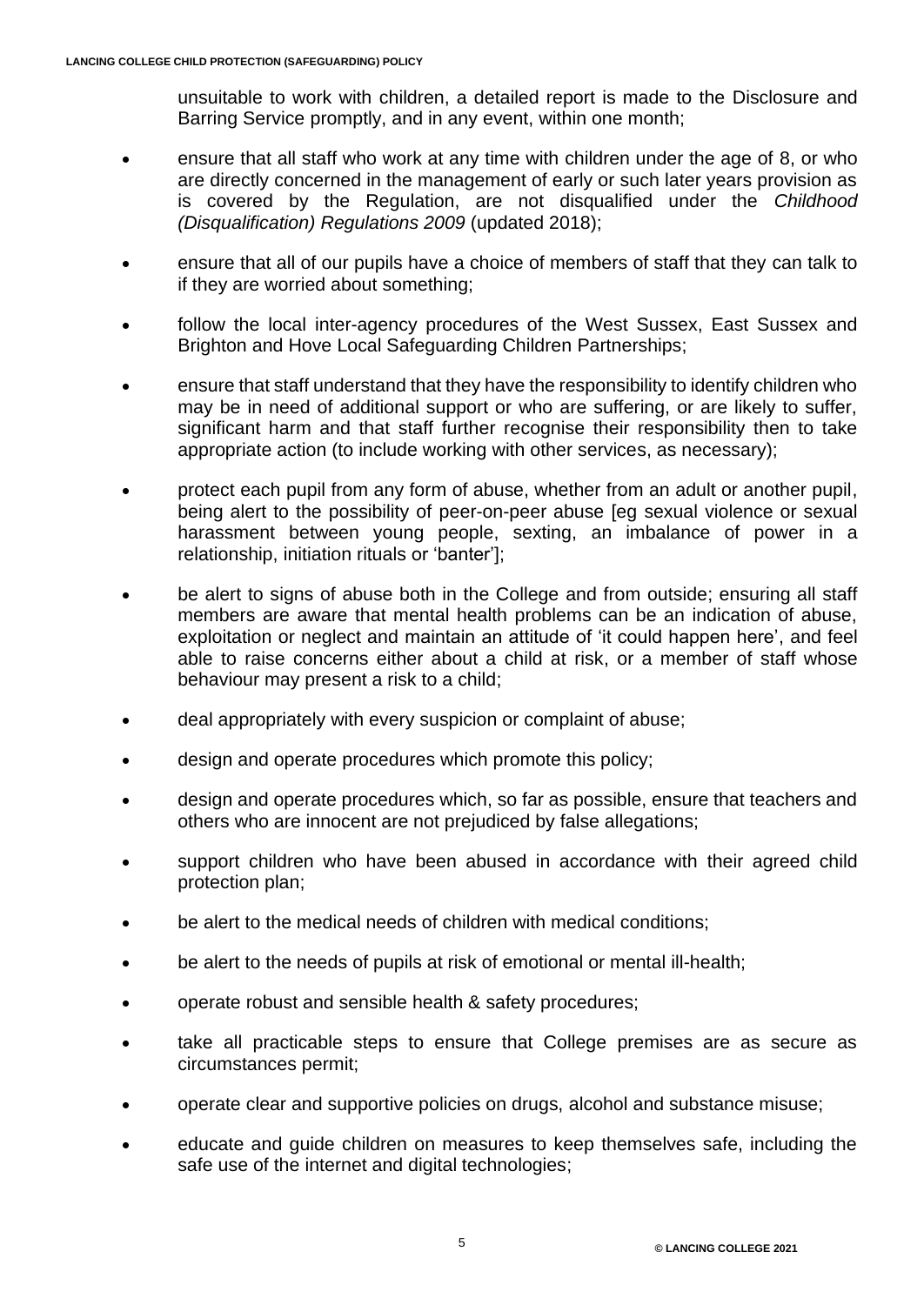unsuitable to work with children, a detailed report is made to the Disclosure and Barring Service promptly, and in any event, within one month;

- ensure that all staff who work at any time with children under the age of 8, or who are directly concerned in the management of early or such later years provision as is covered by the Regulation, are not disqualified under the *Childhood (Disqualification) Regulations 2009* (updated 2018);
- ensure that all of our pupils have a choice of members of staff that they can talk to if they are worried about something;
- follow the local inter-agency procedures of the West Sussex, East Sussex and Brighton and Hove Local Safeguarding Children Partnerships;
- ensure that staff understand that they have the responsibility to identify children who may be in need of additional support or who are suffering, or are likely to suffer, significant harm and that staff further recognise their responsibility then to take appropriate action (to include working with other services, as necessary);
- protect each pupil from any form of abuse, whether from an adult or another pupil, being alert to the possibility of peer-on-peer abuse [eg sexual violence or sexual harassment between young people, sexting, an imbalance of power in a relationship, initiation rituals or 'banter'];
- be alert to signs of abuse both in the College and from outside; ensuring all staff members are aware that mental health problems can be an indication of abuse, exploitation or neglect and maintain an attitude of 'it could happen here', and feel able to raise concerns either about a child at risk, or a member of staff whose behaviour may present a risk to a child;
- deal appropriately with every suspicion or complaint of abuse;
- design and operate procedures which promote this policy;
- design and operate procedures which, so far as possible, ensure that teachers and others who are innocent are not prejudiced by false allegations;
- support children who have been abused in accordance with their agreed child protection plan;
- be alert to the medical needs of children with medical conditions;
- be alert to the needs of pupils at risk of emotional or mental ill-health;
- operate robust and sensible health & safety procedures;
- take all practicable steps to ensure that College premises are as secure as circumstances permit;
- operate clear and supportive policies on drugs, alcohol and substance misuse;
- educate and guide children on measures to keep themselves safe, including the safe use of the internet and digital technologies;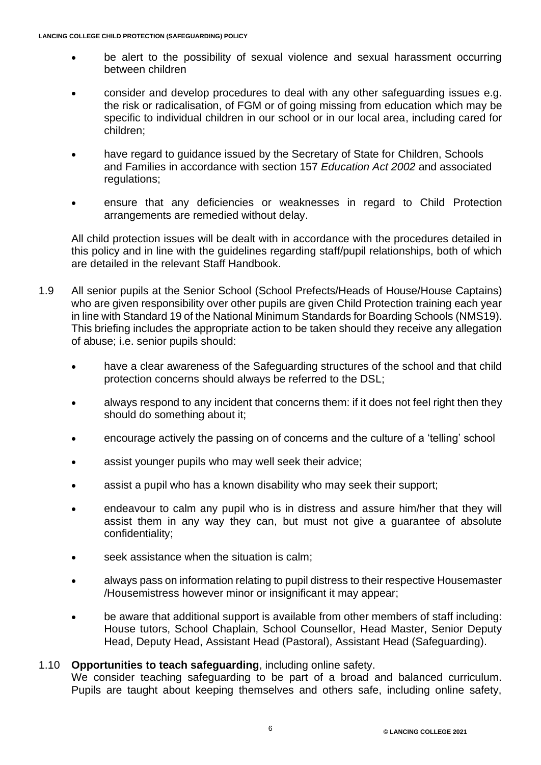- be alert to the possibility of sexual violence and sexual harassment occurring between children
- consider and develop procedures to deal with any other safeguarding issues e.g. the risk or radicalisation, of FGM or of going missing from education which may be specific to individual children in our school or in our local area, including cared for children;
- have regard to guidance issued by the Secretary of State for Children, Schools and Families in accordance with section 157 *Education Act 2002* and associated regulations;
- ensure that any deficiencies or weaknesses in regard to Child Protection arrangements are remedied without delay.

All child protection issues will be dealt with in accordance with the procedures detailed in this policy and in line with the guidelines regarding staff/pupil relationships, both of which are detailed in the relevant Staff Handbook.

1.9 All senior pupils at the Senior School (School Prefects/Heads of House/House Captains) who are given responsibility over other pupils are given Child Protection training each year in line with Standard 19 of the National Minimum Standards for Boarding Schools (NMS19). This briefing includes the appropriate action to be taken should they receive any allegation of abuse; i.e. senior pupils should:

- have a clear awareness of the Safeguarding structures of the school and that child protection concerns should always be referred to the DSL;
- always respond to any incident that concerns them: if it does not feel right then they should do something about it;
- encourage actively the passing on of concerns and the culture of a 'telling' school
- assist younger pupils who may well seek their advice;
- assist a pupil who has a known disability who may seek their support;
- endeavour to calm any pupil who is in distress and assure him/her that they will assist them in any way they can, but must not give a guarantee of absolute confidentiality;
- seek assistance when the situation is calm;
- always pass on information relating to pupil distress to their respective Housemaster /Housemistress however minor or insignificant it may appear;
- be aware that additional support is available from other members of staff including: House tutors, School Chaplain, School Counsellor, Head Master, Senior Deputy Head, Deputy Head, Assistant Head (Pastoral), Assistant Head (Safeguarding).

1.10 **Opportunities to teach safeguarding**, including online safety.
We consider teaching safeguarding to be part of a broad and balanced curriculum. Pupils are taught about keeping themselves and others safe, including online safety,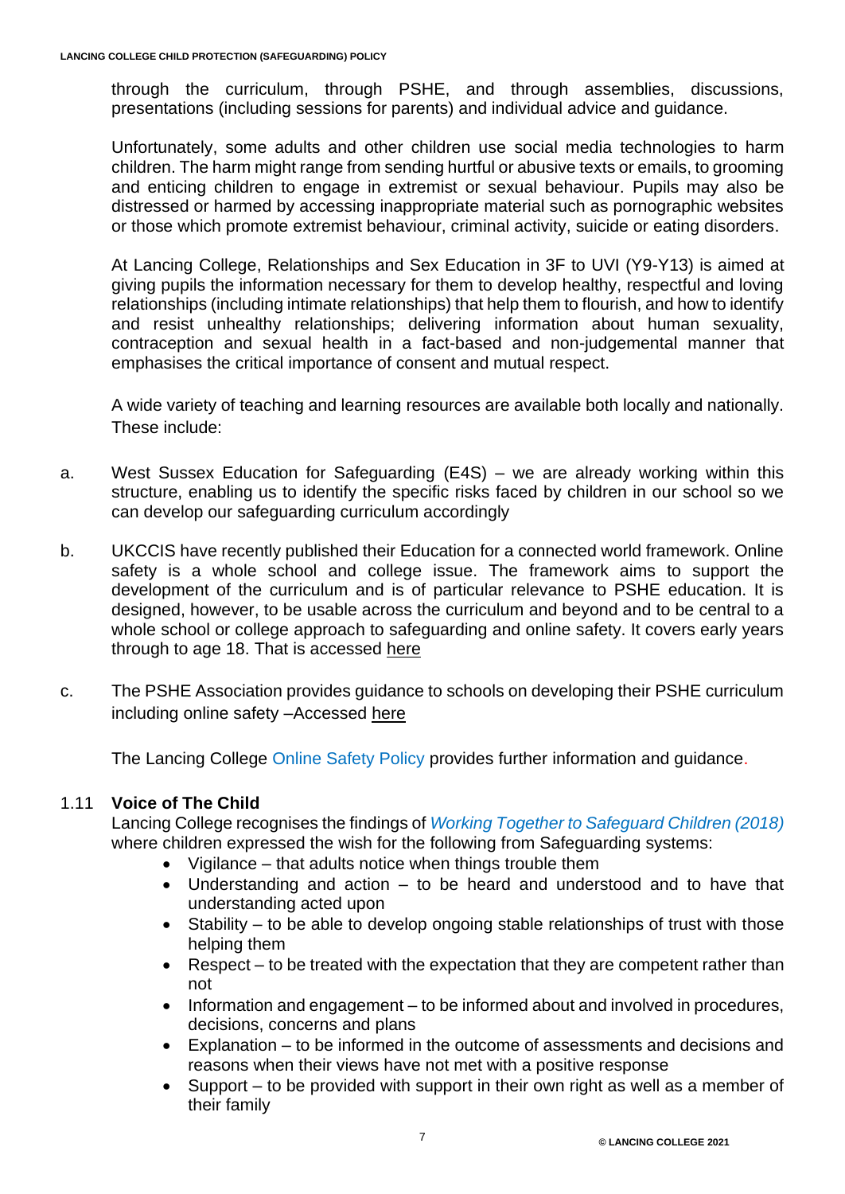through the curriculum, through PSHE, and through assemblies, discussions, presentations (including sessions for parents) and individual advice and guidance.

Unfortunately, some adults and other children use social media technologies to harm children. The harm might range from sending hurtful or abusive texts or emails, to grooming and enticing children to engage in extremist or sexual behaviour. Pupils may also be distressed or harmed by accessing inappropriate material such as pornographic websites or those which promote extremist behaviour, criminal activity, suicide or eating disorders.

At Lancing College, Relationships and Sex Education in 3F to UVI (Y9-Y13) is aimed at giving pupils the information necessary for them to develop healthy, respectful and loving relationships (including intimate relationships) that help them to flourish, and how to identify and resist unhealthy relationships; delivering information about human sexuality, contraception and sexual health in a fact-based and non-judgemental manner that emphasises the critical importance of consent and mutual respect.

A wide variety of teaching and learning resources are available both locally and nationally. These include:

a. West Sussex Education for Safeguarding (E4S) – we are already working within this structure, enabling us to identify the specific risks faced by children in our school so we can develop our safeguarding curriculum accordingly

b. UKCCIS have recently published their Education for a connected world framework. Online safety is a whole school and college issue. The framework aims to support the development of the curriculum and is of particular relevance to PSHE education. It is designed, however, to be usable across the curriculum and beyond and to be central to a whole school or college approach to safeguarding and online safety. It covers early years through to age 18. That is accessed here

c. The PSHE Association provides guidance to schools on developing their PSHE curriculum including online safety –Accessed here

The Lancing College Online Safety Policy provides further information and guidance.

### 1.11 Voice of The Child

Lancing College recognises the findings of *Working Together to Safeguard Children (2018)* where children expressed the wish for the following from Safeguarding systems:

- Vigilance – that adults notice when things trouble them
- Understanding and action – to be heard and understood and to have that understanding acted upon
- Stability – to be able to develop ongoing stable relationships of trust with those helping them
- Respect – to be treated with the expectation that they are competent rather than not
- Information and engagement – to be informed about and involved in procedures, decisions, concerns and plans
- Explanation – to be informed in the outcome of assessments and decisions and reasons when their views have not met with a positive response
- Support – to be provided with support in their own right as well as a member of their family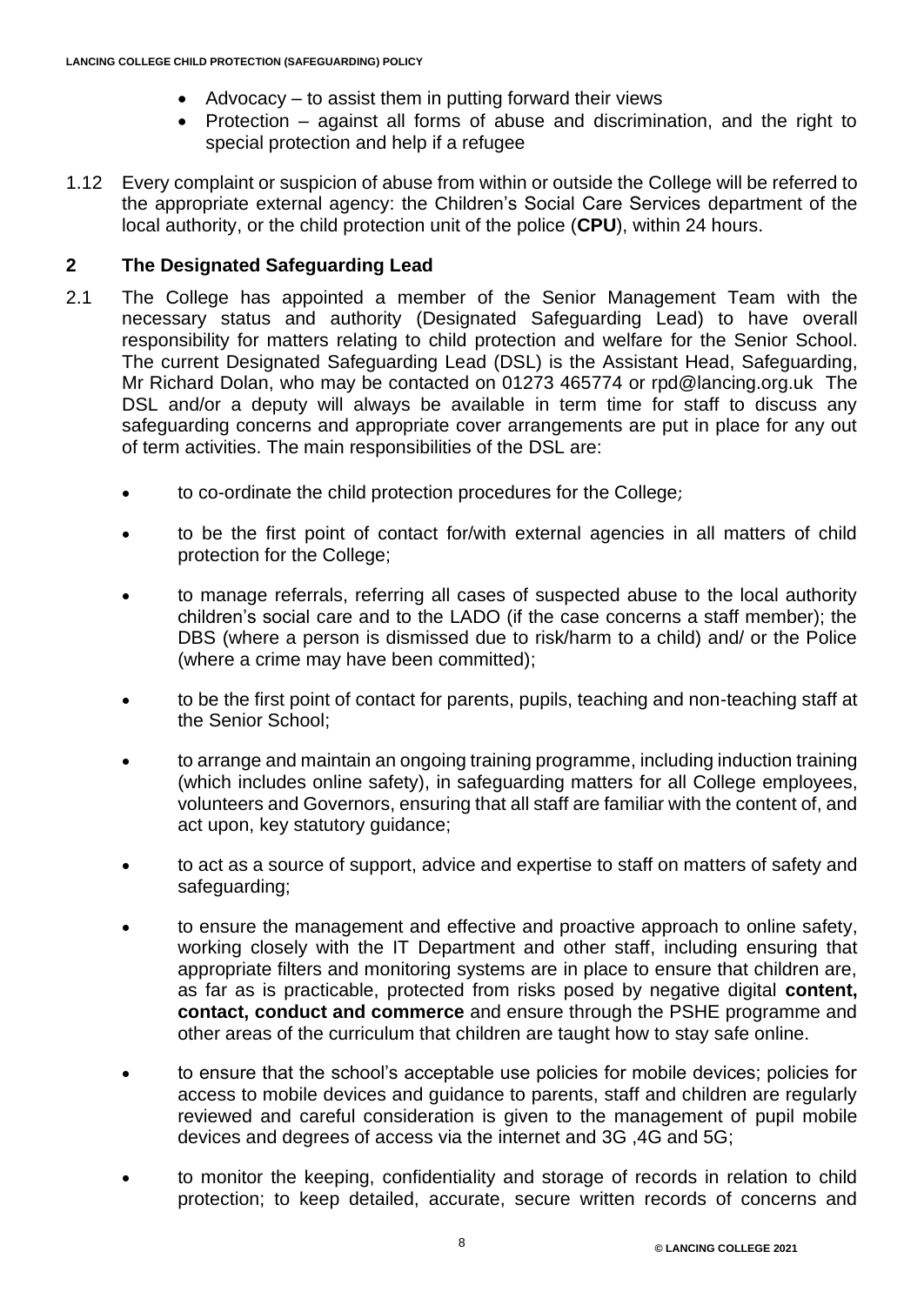- Advocacy – to assist them in putting forward their views
- Protection – against all forms of abuse and discrimination, and the right to special protection and help if a refugee

1.12 Every complaint or suspicion of abuse from within or outside the College will be referred to the appropriate external agency: the Children's Social Care Services department of the local authority, or the child protection unit of the police (**CPU**), within 24 hours.

## 2 The Designated Safeguarding Lead

2.1 The College has appointed a member of the Senior Management Team with the necessary status and authority (Designated Safeguarding Lead) to have overall responsibility for matters relating to child protection and welfare for the Senior School. The current Designated Safeguarding Lead (DSL) is the Assistant Head, Safeguarding, Mr Richard Dolan, who may be contacted on 01273 465774 or rpd@lancing.org.uk The DSL and/or a deputy will always be available in term time for staff to discuss any safeguarding concerns and appropriate cover arrangements are put in place for any out of term activities. The main responsibilities of the DSL are:

- to co-ordinate the child protection procedures for the College*;*
- to be the first point of contact for/with external agencies in all matters of child protection for the College;
- to manage referrals, referring all cases of suspected abuse to the local authority children's social care and to the LADO (if the case concerns a staff member); the DBS (where a person is dismissed due to risk/harm to a child) and/ or the Police (where a crime may have been committed);
- to be the first point of contact for parents, pupils, teaching and non-teaching staff at the Senior School;
- to arrange and maintain an ongoing training programme, including induction training (which includes online safety), in safeguarding matters for all College employees, volunteers and Governors, ensuring that all staff are familiar with the content of, and act upon, key statutory guidance;
- to act as a source of support, advice and expertise to staff on matters of safety and safeguarding;
- to ensure the management and effective and proactive approach to online safety, working closely with the IT Department and other staff, including ensuring that appropriate filters and monitoring systems are in place to ensure that children are, as far as is practicable, protected from risks posed by negative digital **content, contact, conduct and commerce** and ensure through the PSHE programme and other areas of the curriculum that children are taught how to stay safe online.
- to ensure that the school's acceptable use policies for mobile devices; policies for access to mobile devices and guidance to parents, staff and children are regularly reviewed and careful consideration is given to the management of pupil mobile devices and degrees of access via the internet and 3G ,4G and 5G;
- to monitor the keeping, confidentiality and storage of records in relation to child protection; to keep detailed, accurate, secure written records of concerns and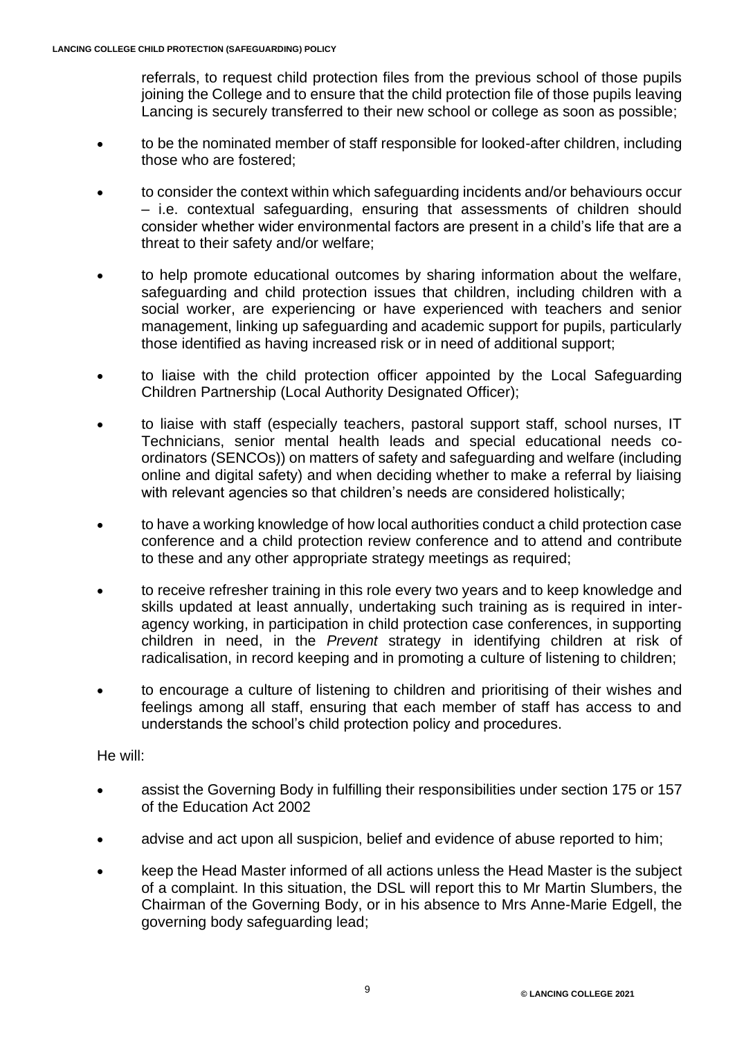referrals, to request child protection files from the previous school of those pupils joining the College and to ensure that the child protection file of those pupils leaving Lancing is securely transferred to their new school or college as soon as possible;

- to be the nominated member of staff responsible for looked-after children, including those who are fostered;
- to consider the context within which safeguarding incidents and/or behaviours occur – i.e. contextual safeguarding, ensuring that assessments of children should consider whether wider environmental factors are present in a child's life that are a threat to their safety and/or welfare;
- to help promote educational outcomes by sharing information about the welfare, safeguarding and child protection issues that children, including children with a social worker, are experiencing or have experienced with teachers and senior management, linking up safeguarding and academic support for pupils, particularly those identified as having increased risk or in need of additional support;
- to liaise with the child protection officer appointed by the Local Safeguarding Children Partnership (Local Authority Designated Officer);
- to liaise with staff (especially teachers, pastoral support staff, school nurses, IT Technicians, senior mental health leads and special educational needs co-ordinators (SENCOs)) on matters of safety and safeguarding and welfare (including online and digital safety) and when deciding whether to make a referral by liaising with relevant agencies so that children's needs are considered holistically;
- to have a working knowledge of how local authorities conduct a child protection case conference and a child protection review conference and to attend and contribute to these and any other appropriate strategy meetings as required;
- to receive refresher training in this role every two years and to keep knowledge and skills updated at least annually, undertaking such training as is required in inter-agency working, in participation in child protection case conferences, in supporting children in need, in the *Prevent* strategy in identifying children at risk of radicalisation, in record keeping and in promoting a culture of listening to children;
- to encourage a culture of listening to children and prioritising of their wishes and feelings among all staff, ensuring that each member of staff has access to and understands the school's child protection policy and procedures.

He will:

- assist the Governing Body in fulfilling their responsibilities under section 175 or 157 of the Education Act 2002
- advise and act upon all suspicion, belief and evidence of abuse reported to him;
- keep the Head Master informed of all actions unless the Head Master is the subject of a complaint. In this situation, the DSL will report this to Mr Martin Slumbers, the Chairman of the Governing Body, or in his absence to Mrs Anne-Marie Edgell, the governing body safeguarding lead;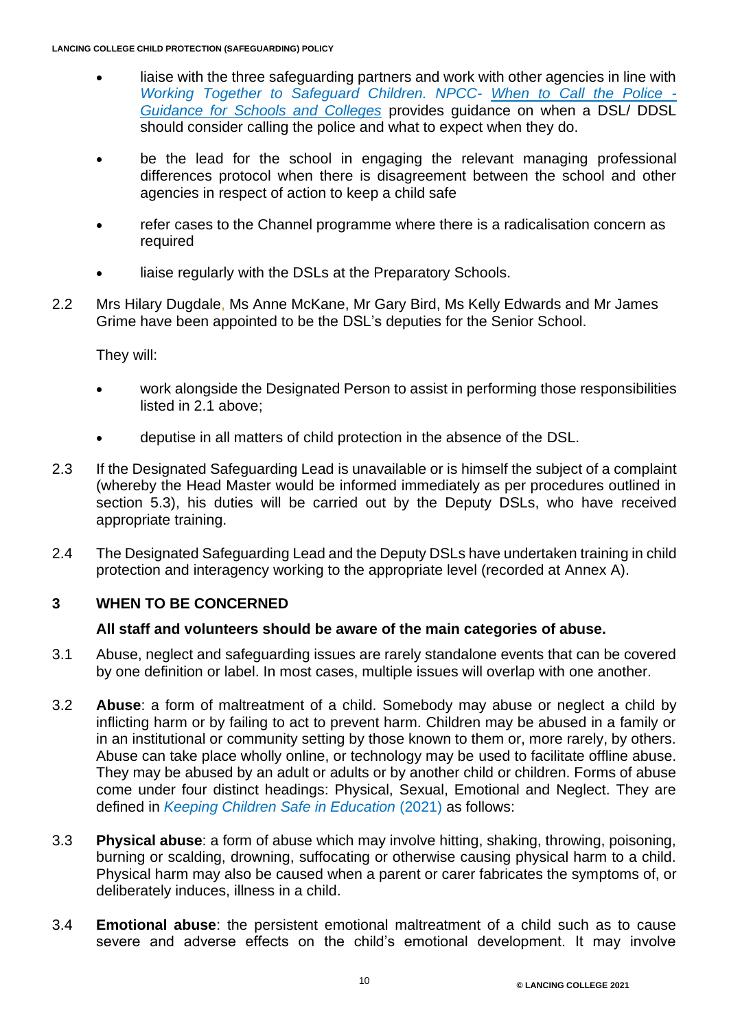- liaise with the three safeguarding partners and work with other agencies in line with *Working Together to Safeguard Children. NPCC- When to Call the Police - Guidance for Schools and Colleges* provides guidance on when a DSL/ DDSL should consider calling the police and what to expect when they do.

- be the lead for the school in engaging the relevant managing professional differences protocol when there is disagreement between the school and other agencies in respect of action to keep a child safe

- refer cases to the Channel programme where there is a radicalisation concern as required

- liaise regularly with the DSLs at the Preparatory Schools.

2.2 Mrs Hilary Dugdale, Ms Anne McKane, Mr Gary Bird, Ms Kelly Edwards and Mr James Grime have been appointed to be the DSL's deputies for the Senior School.

They will:

- work alongside the Designated Person to assist in performing those responsibilities listed in 2.1 above;

- deputise in all matters of child protection in the absence of the DSL.

2.3 If the Designated Safeguarding Lead is unavailable or is himself the subject of a complaint (whereby the Head Master would be informed immediately as per procedures outlined in section 5.3), his duties will be carried out by the Deputy DSLs, who have received appropriate training.

2.4 The Designated Safeguarding Lead and the Deputy DSLs have undertaken training in child protection and interagency working to the appropriate level (recorded at Annex A).

## 3 WHEN TO BE CONCERNED

**All staff and volunteers should be aware of the main categories of abuse.**

3.1 Abuse, neglect and safeguarding issues are rarely standalone events that can be covered by one definition or label. In most cases, multiple issues will overlap with one another.

3.2 **Abuse**: a form of maltreatment of a child. Somebody may abuse or neglect a child by inflicting harm or by failing to act to prevent harm. Children may be abused in a family or in an institutional or community setting by those known to them or, more rarely, by others. Abuse can take place wholly online, or technology may be used to facilitate offline abuse. They may be abused by an adult or adults or by another child or children. Forms of abuse come under four distinct headings: Physical, Sexual, Emotional and Neglect. They are defined in *Keeping Children Safe in Education* (2021) as follows:

3.3 **Physical abuse**: a form of abuse which may involve hitting, shaking, throwing, poisoning, burning or scalding, drowning, suffocating or otherwise causing physical harm to a child. Physical harm may also be caused when a parent or carer fabricates the symptoms of, or deliberately induces, illness in a child.

3.4 **Emotional abuse**: the persistent emotional maltreatment of a child such as to cause severe and adverse effects on the child's emotional development. It may involve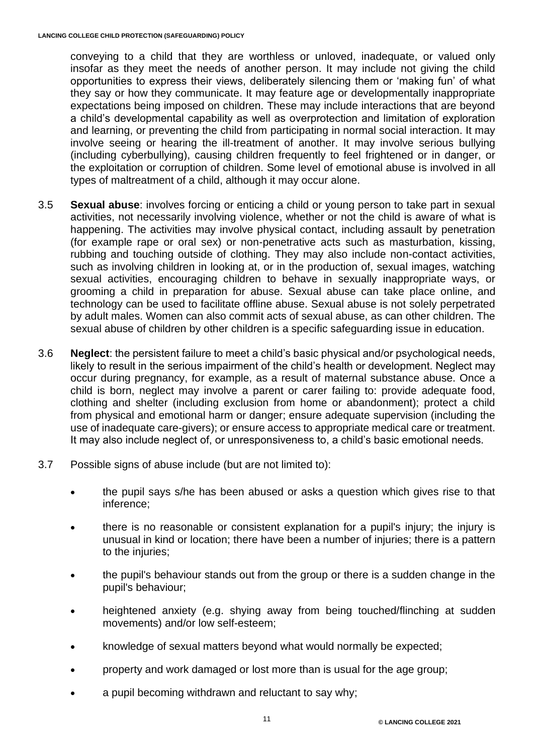conveying to a child that they are worthless or unloved, inadequate, or valued only insofar as they meet the needs of another person. It may include not giving the child opportunities to express their views, deliberately silencing them or 'making fun' of what they say or how they communicate. It may feature age or developmentally inappropriate expectations being imposed on children. These may include interactions that are beyond a child's developmental capability as well as overprotection and limitation of exploration and learning, or preventing the child from participating in normal social interaction. It may involve seeing or hearing the ill-treatment of another. It may involve serious bullying (including cyberbullying), causing children frequently to feel frightened or in danger, or the exploitation or corruption of children. Some level of emotional abuse is involved in all types of maltreatment of a child, although it may occur alone.

3.5 **Sexual abuse**: involves forcing or enticing a child or young person to take part in sexual activities, not necessarily involving violence, whether or not the child is aware of what is happening. The activities may involve physical contact, including assault by penetration (for example rape or oral sex) or non-penetrative acts such as masturbation, kissing, rubbing and touching outside of clothing. They may also include non-contact activities, such as involving children in looking at, or in the production of, sexual images, watching sexual activities, encouraging children to behave in sexually inappropriate ways, or grooming a child in preparation for abuse. Sexual abuse can take place online, and technology can be used to facilitate offline abuse. Sexual abuse is not solely perpetrated by adult males. Women can also commit acts of sexual abuse, as can other children. The sexual abuse of children by other children is a specific safeguarding issue in education.

3.6 **Neglect**: the persistent failure to meet a child's basic physical and/or psychological needs, likely to result in the serious impairment of the child's health or development. Neglect may occur during pregnancy, for example, as a result of maternal substance abuse. Once a child is born, neglect may involve a parent or carer failing to: provide adequate food, clothing and shelter (including exclusion from home or abandonment); protect a child from physical and emotional harm or danger; ensure adequate supervision (including the use of inadequate care-givers); or ensure access to appropriate medical care or treatment. It may also include neglect of, or unresponsiveness to, a child's basic emotional needs.

3.7 Possible signs of abuse include (but are not limited to):

- the pupil says s/he has been abused or asks a question which gives rise to that inference;
- there is no reasonable or consistent explanation for a pupil's injury; the injury is unusual in kind or location; there have been a number of injuries; there is a pattern to the injuries;
- the pupil's behaviour stands out from the group or there is a sudden change in the pupil's behaviour;
- heightened anxiety (e.g. shying away from being touched/flinching at sudden movements) and/or low self-esteem;
- knowledge of sexual matters beyond what would normally be expected;
- property and work damaged or lost more than is usual for the age group;
- a pupil becoming withdrawn and reluctant to say why;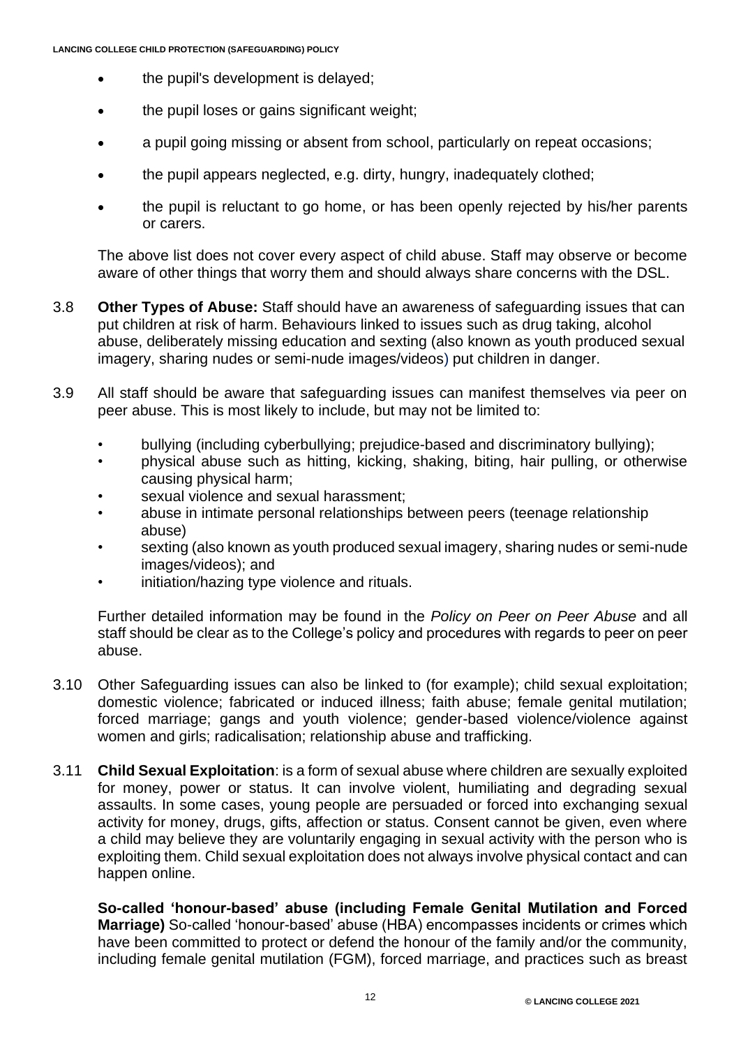- the pupil's development is delayed;
- the pupil loses or gains significant weight;
- a pupil going missing or absent from school, particularly on repeat occasions;
- the pupil appears neglected, e.g. dirty, hungry, inadequately clothed;
- the pupil is reluctant to go home, or has been openly rejected by his/her parents or carers.

The above list does not cover every aspect of child abuse. Staff may observe or become aware of other things that worry them and should always share concerns with the DSL.

3.8 **Other Types of Abuse:** Staff should have an awareness of safeguarding issues that can put children at risk of harm. Behaviours linked to issues such as drug taking, alcohol abuse, deliberately missing education and sexting (also known as youth produced sexual imagery, sharing nudes or semi-nude images/videos) put children in danger.

3.9 All staff should be aware that safeguarding issues can manifest themselves via peer on peer abuse. This is most likely to include, but may not be limited to:

- bullying (including cyberbullying; prejudice-based and discriminatory bullying);
- physical abuse such as hitting, kicking, shaking, biting, hair pulling, or otherwise causing physical harm;
- sexual violence and sexual harassment;
- abuse in intimate personal relationships between peers (teenage relationship abuse)
- sexting (also known as youth produced sexual imagery, sharing nudes or semi-nude images/videos); and
- initiation/hazing type violence and rituals.

Further detailed information may be found in the *Policy on Peer on Peer Abuse* and all staff should be clear as to the College's policy and procedures with regards to peer on peer abuse.

3.10 Other Safeguarding issues can also be linked to (for example); child sexual exploitation; domestic violence; fabricated or induced illness; faith abuse; female genital mutilation; forced marriage; gangs and youth violence; gender-based violence/violence against women and girls; radicalisation; relationship abuse and trafficking.

3.11 **Child Sexual Exploitation**: is a form of sexual abuse where children are sexually exploited for money, power or status. It can involve violent, humiliating and degrading sexual assaults. In some cases, young people are persuaded or forced into exchanging sexual activity for money, drugs, gifts, affection or status. Consent cannot be given, even where a child may believe they are voluntarily engaging in sexual activity with the person who is exploiting them. Child sexual exploitation does not always involve physical contact and can happen online.

**So-called 'honour-based' abuse (including Female Genital Mutilation and Forced Marriage)** So-called 'honour-based' abuse (HBA) encompasses incidents or crimes which have been committed to protect or defend the honour of the family and/or the community, including female genital mutilation (FGM), forced marriage, and practices such as breast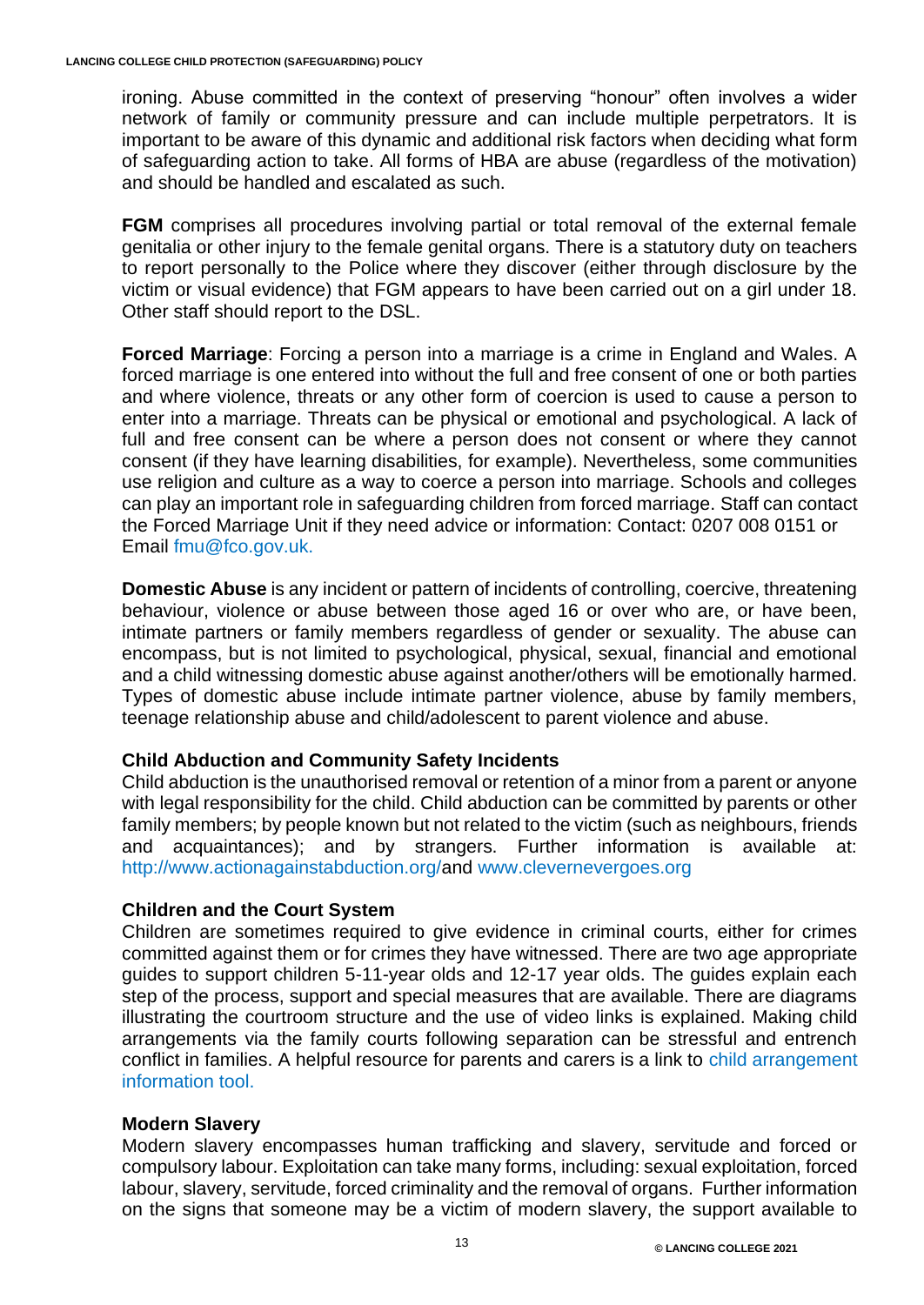ironing. Abuse committed in the context of preserving "honour" often involves a wider network of family or community pressure and can include multiple perpetrators. It is important to be aware of this dynamic and additional risk factors when deciding what form of safeguarding action to take. All forms of HBA are abuse (regardless of the motivation) and should be handled and escalated as such.

**FGM** comprises all procedures involving partial or total removal of the external female genitalia or other injury to the female genital organs. There is a statutory duty on teachers to report personally to the Police where they discover (either through disclosure by the victim or visual evidence) that FGM appears to have been carried out on a girl under 18. Other staff should report to the DSL.

**Forced Marriage**: Forcing a person into a marriage is a crime in England and Wales. A forced marriage is one entered into without the full and free consent of one or both parties and where violence, threats or any other form of coercion is used to cause a person to enter into a marriage. Threats can be physical or emotional and psychological. A lack of full and free consent can be where a person does not consent or where they cannot consent (if they have learning disabilities, for example). Nevertheless, some communities use religion and culture as a way to coerce a person into marriage. Schools and colleges can play an important role in safeguarding children from forced marriage. Staff can contact the Forced Marriage Unit if they need advice or information: Contact: 0207 008 0151 or Email fmu@fco.gov.uk.

**Domestic Abuse** is any incident or pattern of incidents of controlling, coercive, threatening behaviour, violence or abuse between those aged 16 or over who are, or have been, intimate partners or family members regardless of gender or sexuality. The abuse can encompass, but is not limited to psychological, physical, sexual, financial and emotional and a child witnessing domestic abuse against another/others will be emotionally harmed. Types of domestic abuse include intimate partner violence, abuse by family members, teenage relationship abuse and child/adolescent to parent violence and abuse.

**Child Abduction and Community Safety Incidents**

Child abduction is the unauthorised removal or retention of a minor from a parent or anyone with legal responsibility for the child. Child abduction can be committed by parents or other family members; by people known but not related to the victim (such as neighbours, friends and acquaintances); and by strangers. Further information is available at: http://www.actionagainstabduction.org/and www.clevernevergoes.org

**Children and the Court System**

Children are sometimes required to give evidence in criminal courts, either for crimes committed against them or for crimes they have witnessed. There are two age appropriate guides to support children 5-11-year olds and 12-17 year olds. The guides explain each step of the process, support and special measures that are available. There are diagrams illustrating the courtroom structure and the use of video links is explained. Making child arrangements via the family courts following separation can be stressful and entrench conflict in families. A helpful resource for parents and carers is a link to child arrangement information tool.

**Modern Slavery**

Modern slavery encompasses human trafficking and slavery, servitude and forced or compulsory labour. Exploitation can take many forms, including: sexual exploitation, forced labour, slavery, servitude, forced criminality and the removal of organs. Further information on the signs that someone may be a victim of modern slavery, the support available to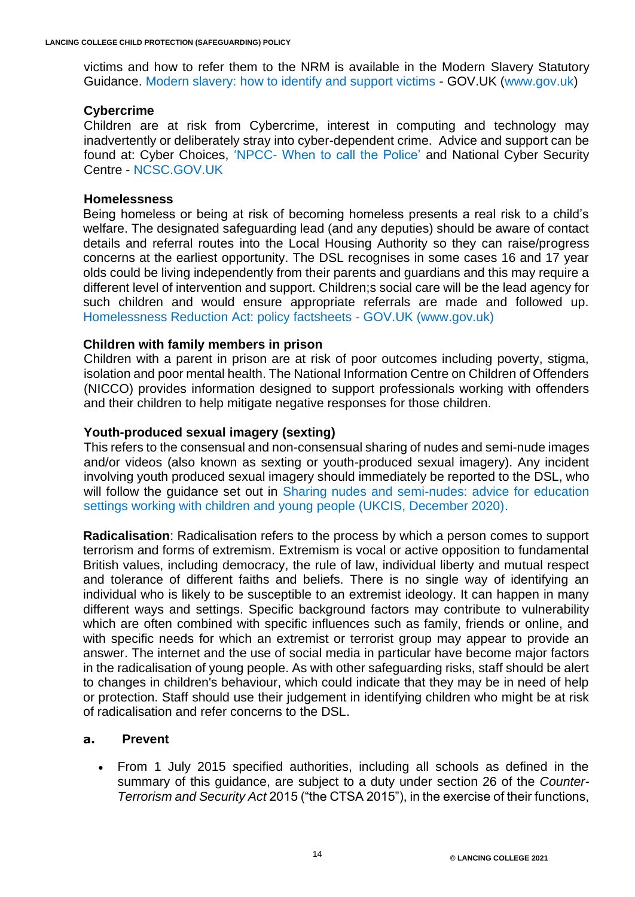victims and how to refer them to the NRM is available in the Modern Slavery Statutory Guidance. Modern slavery: how to identify and support victims - GOV.UK (www.gov.uk)

### Cybercrime

Children are at risk from Cybercrime, interest in computing and technology may inadvertently or deliberately stray into cyber-dependent crime. Advice and support can be found at: Cyber Choices, 'NPCC- When to call the Police' and National Cyber Security Centre - NCSC.GOV.UK

### Homelessness

Being homeless or being at risk of becoming homeless presents a real risk to a child's welfare. The designated safeguarding lead (and any deputies) should be aware of contact details and referral routes into the Local Housing Authority so they can raise/progress concerns at the earliest opportunity. The DSL recognises in some cases 16 and 17 year olds could be living independently from their parents and guardians and this may require a different level of intervention and support. Children;s social care will be the lead agency for such children and would ensure appropriate referrals are made and followed up. Homelessness Reduction Act: policy factsheets - GOV.UK (www.gov.uk)

### Children with family members in prison

Children with a parent in prison are at risk of poor outcomes including poverty, stigma, isolation and poor mental health. The National Information Centre on Children of Offenders (NICCO) provides information designed to support professionals working with offenders and their children to help mitigate negative responses for those children.

### Youth-produced sexual imagery (sexting)

This refers to the consensual and non-consensual sharing of nudes and semi-nude images and/or videos (also known as sexting or youth-produced sexual imagery). Any incident involving youth produced sexual imagery should immediately be reported to the DSL, who will follow the guidance set out in Sharing nudes and semi-nudes: advice for education settings working with children and young people (UKCIS, December 2020).

**Radicalisation**: Radicalisation refers to the process by which a person comes to support terrorism and forms of extremism. Extremism is vocal or active opposition to fundamental British values, including democracy, the rule of law, individual liberty and mutual respect and tolerance of different faiths and beliefs. There is no single way of identifying an individual who is likely to be susceptible to an extremist ideology. It can happen in many different ways and settings. Specific background factors may contribute to vulnerability which are often combined with specific influences such as family, friends or online, and with specific needs for which an extremist or terrorist group may appear to provide an answer. The internet and the use of social media in particular have become major factors in the radicalisation of young people. As with other safeguarding risks, staff should be alert to changes in children's behaviour, which could indicate that they may be in need of help or protection. Staff should use their judgement in identifying children who might be at risk of radicalisation and refer concerns to the DSL.

### a. Prevent

- From 1 July 2015 specified authorities, including all schools as defined in the summary of this guidance, are subject to a duty under section 26 of the *Counter-Terrorism and Security Act* 2015 ("the CTSA 2015"), in the exercise of their functions,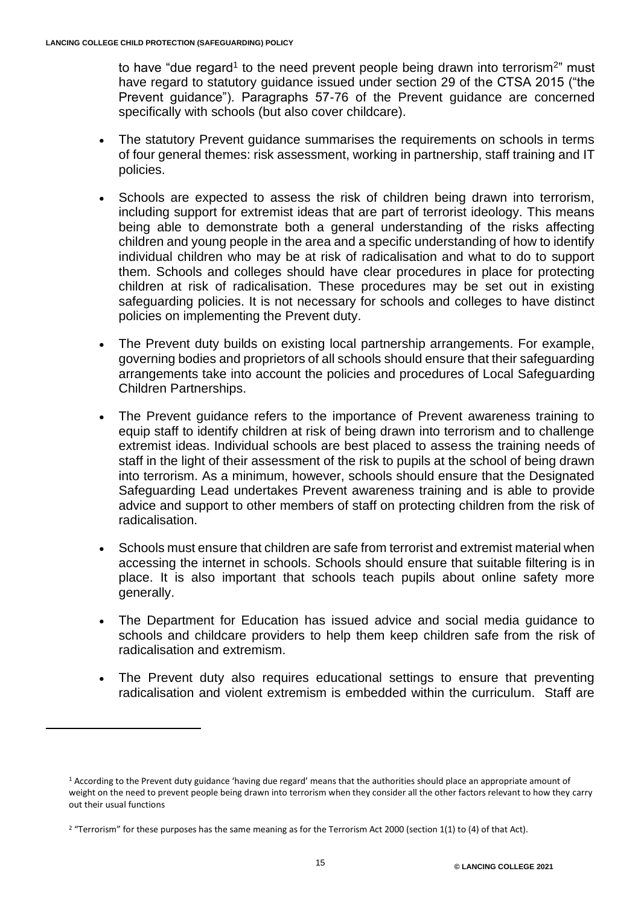to have "due regard[1] to the need prevent people being drawn into terrorism[2]" must have regard to statutory guidance issued under section 29 of the CTSA 2015 ("the Prevent guidance"). Paragraphs 57-76 of the Prevent guidance are concerned specifically with schools (but also cover childcare).

- The statutory Prevent guidance summarises the requirements on schools in terms of four general themes: risk assessment, working in partnership, staff training and IT policies.

- Schools are expected to assess the risk of children being drawn into terrorism, including support for extremist ideas that are part of terrorist ideology. This means being able to demonstrate both a general understanding of the risks affecting children and young people in the area and a specific understanding of how to identify individual children who may be at risk of radicalisation and what to do to support them. Schools and colleges should have clear procedures in place for protecting children at risk of radicalisation. These procedures may be set out in existing safeguarding policies. It is not necessary for schools and colleges to have distinct policies on implementing the Prevent duty.

- The Prevent duty builds on existing local partnership arrangements. For example, governing bodies and proprietors of all schools should ensure that their safeguarding arrangements take into account the policies and procedures of Local Safeguarding Children Partnerships.

- The Prevent guidance refers to the importance of Prevent awareness training to equip staff to identify children at risk of being drawn into terrorism and to challenge extremist ideas. Individual schools are best placed to assess the training needs of staff in the light of their assessment of the risk to pupils at the school of being drawn into terrorism. As a minimum, however, schools should ensure that the Designated Safeguarding Lead undertakes Prevent awareness training and is able to provide advice and support to other members of staff on protecting children from the risk of radicalisation.

- Schools must ensure that children are safe from terrorist and extremist material when accessing the internet in schools. Schools should ensure that suitable filtering is in place. It is also important that schools teach pupils about online safety more generally.

- The Department for Education has issued advice and social media guidance to schools and childcare providers to help them keep children safe from the risk of radicalisation and extremism.

- The Prevent duty also requires educational settings to ensure that preventing radicalisation and violent extremism is embedded within the curriculum. Staff are

[1] According to the Prevent duty guidance 'having due regard' means that the authorities should place an appropriate amount of weight on the need to prevent people being drawn into terrorism when they consider all the other factors relevant to how they carry out their usual functions

[2] "Terrorism" for these purposes has the same meaning as for the Terrorism Act 2000 (section 1(1) to (4) of that Act).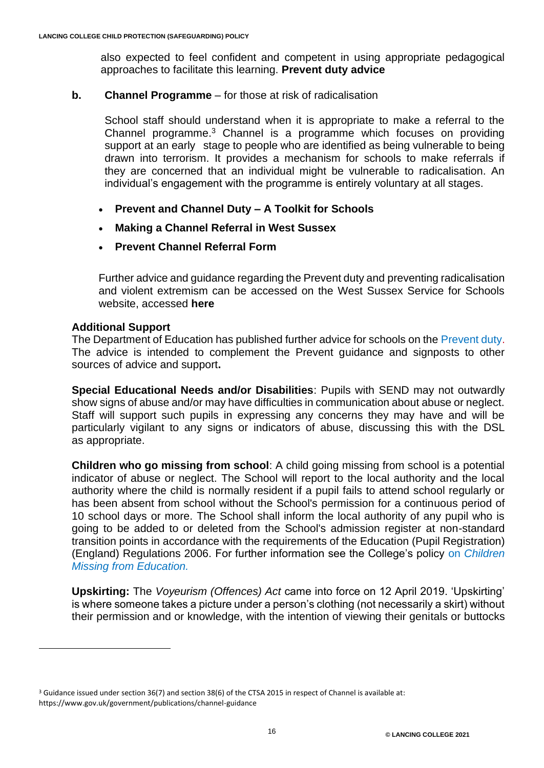also expected to feel confident and competent in using appropriate pedagogical approaches to facilitate this learning. **Prevent duty advice**

**b. Channel Programme** – for those at risk of radicalisation

School staff should understand when it is appropriate to make a referral to the Channel programme.[3] Channel is a programme which focuses on providing support at an early stage to people who are identified as being vulnerable to being drawn into terrorism. It provides a mechanism for schools to make referrals if they are concerned that an individual might be vulnerable to radicalisation. An individual's engagement with the programme is entirely voluntary at all stages.

- **Prevent and Channel Duty – A Toolkit for Schools**
- **Making a Channel Referral in West Sussex**
- **Prevent Channel Referral Form**

Further advice and guidance regarding the Prevent duty and preventing radicalisation and violent extremism can be accessed on the West Sussex Service for Schools website, accessed **here**

**Additional Support**

The Department of Education has published further advice for schools on the Prevent duty. The advice is intended to complement the Prevent guidance and signposts to other sources of advice and support**.**

**Special Educational Needs and/or Disabilities**: Pupils with SEND may not outwardly show signs of abuse and/or may have difficulties in communication about abuse or neglect. Staff will support such pupils in expressing any concerns they may have and will be particularly vigilant to any signs or indicators of abuse, discussing this with the DSL as appropriate.

**Children who go missing from school**: A child going missing from school is a potential indicator of abuse or neglect. The School will report to the local authority and the local authority where the child is normally resident if a pupil fails to attend school regularly or has been absent from school without the School's permission for a continuous period of 10 school days or more. The School shall inform the local authority of any pupil who is going to be added to or deleted from the School's admission register at non-standard transition points in accordance with the requirements of the Education (Pupil Registration) (England) Regulations 2006. For further information see the College's policy on *Children Missing from Education.*

**Upskirting:** The *Voyeurism (Offences) Act* came into force on 12 April 2019. 'Upskirting' is where someone takes a picture under a person's clothing (not necessarily a skirt) without their permission and or knowledge, with the intention of viewing their genitals or buttocks

---

[3] Guidance issued under section 36(7) and section 38(6) of the CTSA 2015 in respect of Channel is available at: https://www.gov.uk/government/publications/channel-guidance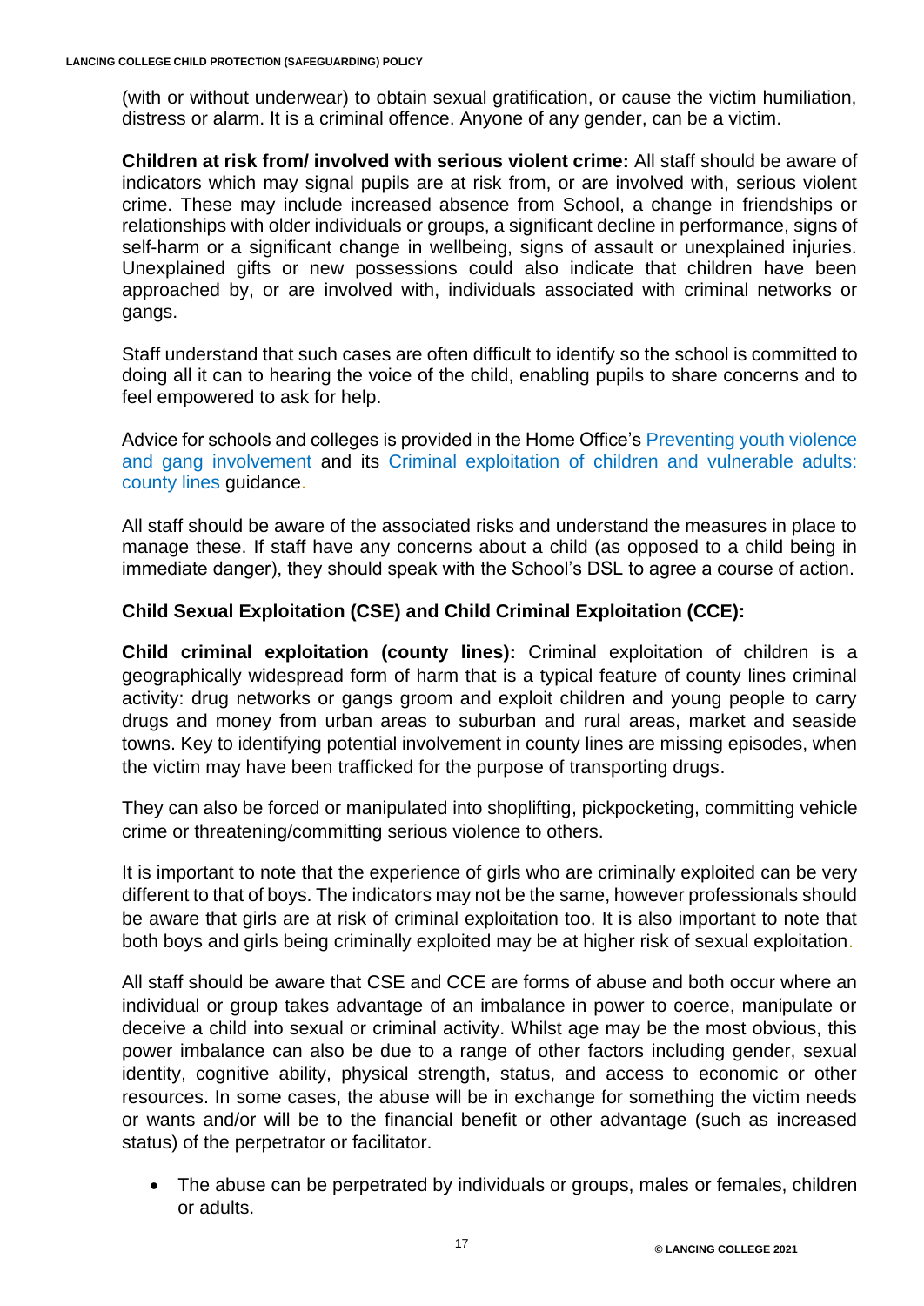(with or without underwear) to obtain sexual gratification, or cause the victim humiliation, distress or alarm. It is a criminal offence. Anyone of any gender, can be a victim.

**Children at risk from/ involved with serious violent crime:** All staff should be aware of indicators which may signal pupils are at risk from, or are involved with, serious violent crime. These may include increased absence from School, a change in friendships or relationships with older individuals or groups, a significant decline in performance, signs of self-harm or a significant change in wellbeing, signs of assault or unexplained injuries. Unexplained gifts or new possessions could also indicate that children have been approached by, or are involved with, individuals associated with criminal networks or gangs.

Staff understand that such cases are often difficult to identify so the school is committed to doing all it can to hearing the voice of the child, enabling pupils to share concerns and to feel empowered to ask for help.

Advice for schools and colleges is provided in the Home Office's Preventing youth violence and gang involvement and its Criminal exploitation of children and vulnerable adults: county lines guidance.

All staff should be aware of the associated risks and understand the measures in place to manage these. If staff have any concerns about a child (as opposed to a child being in immediate danger), they should speak with the School's DSL to agree a course of action.

**Child Sexual Exploitation (CSE) and Child Criminal Exploitation (CCE):**

**Child criminal exploitation (county lines):** Criminal exploitation of children is a geographically widespread form of harm that is a typical feature of county lines criminal activity: drug networks or gangs groom and exploit children and young people to carry drugs and money from urban areas to suburban and rural areas, market and seaside towns. Key to identifying potential involvement in county lines are missing episodes, when the victim may have been trafficked for the purpose of transporting drugs.

They can also be forced or manipulated into shoplifting, pickpocketing, committing vehicle crime or threatening/committing serious violence to others.

It is important to note that the experience of girls who are criminally exploited can be very different to that of boys. The indicators may not be the same, however professionals should be aware that girls are at risk of criminal exploitation too. It is also important to note that both boys and girls being criminally exploited may be at higher risk of sexual exploitation.

All staff should be aware that CSE and CCE are forms of abuse and both occur where an individual or group takes advantage of an imbalance in power to coerce, manipulate or deceive a child into sexual or criminal activity. Whilst age may be the most obvious, this power imbalance can also be due to a range of other factors including gender, sexual identity, cognitive ability, physical strength, status, and access to economic or other resources. In some cases, the abuse will be in exchange for something the victim needs or wants and/or will be to the financial benefit or other advantage (such as increased status) of the perpetrator or facilitator.

- The abuse can be perpetrated by individuals or groups, males or females, children or adults.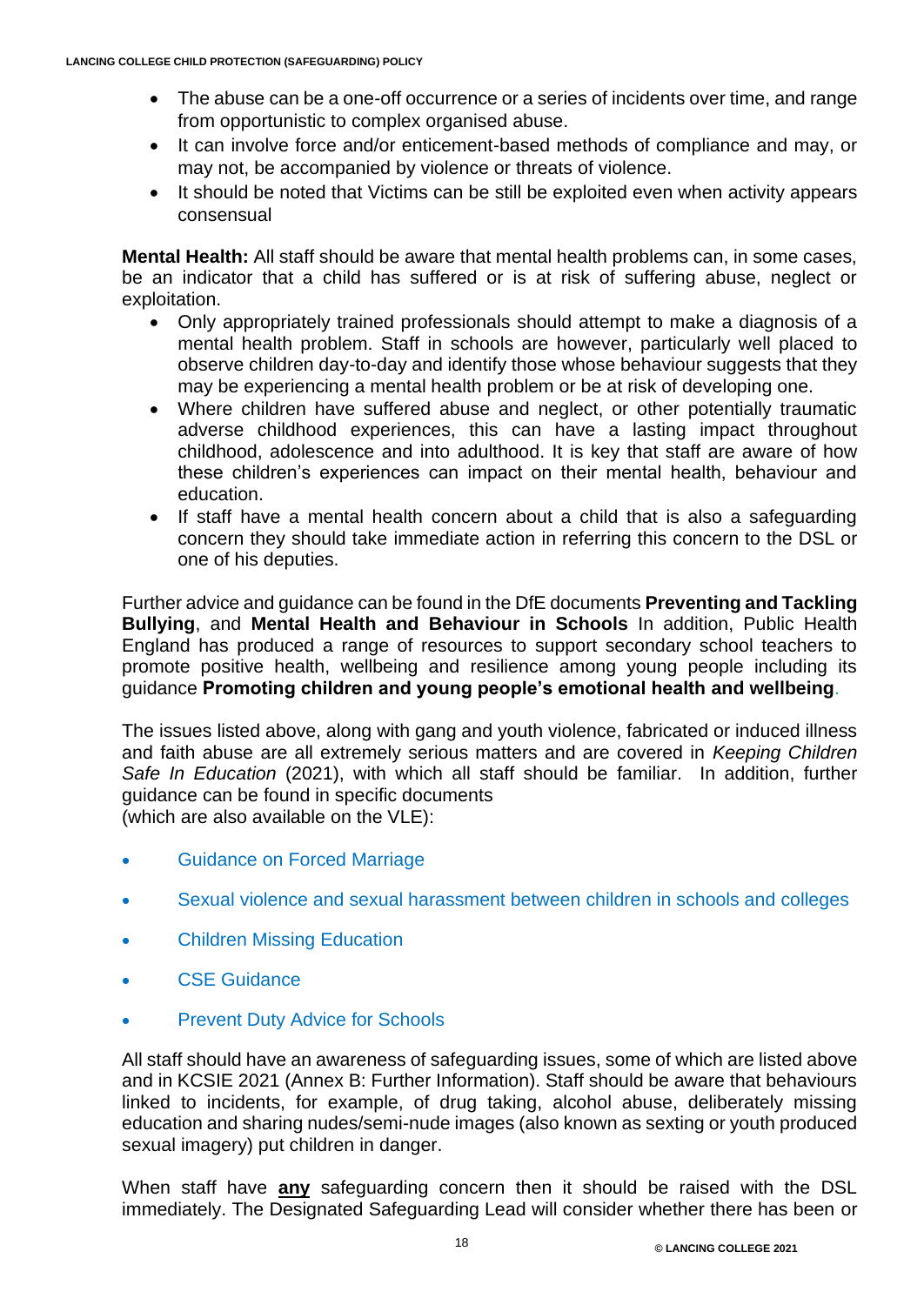- The abuse can be a one-off occurrence or a series of incidents over time, and range from opportunistic to complex organised abuse.
- It can involve force and/or enticement-based methods of compliance and may, or may not, be accompanied by violence or threats of violence.
- It should be noted that Victims can be still be exploited even when activity appears consensual

**Mental Health:** All staff should be aware that mental health problems can, in some cases, be an indicator that a child has suffered or is at risk of suffering abuse, neglect or exploitation.

- Only appropriately trained professionals should attempt to make a diagnosis of a mental health problem. Staff in schools are however, particularly well placed to observe children day-to-day and identify those whose behaviour suggests that they may be experiencing a mental health problem or be at risk of developing one.
- Where children have suffered abuse and neglect, or other potentially traumatic adverse childhood experiences, this can have a lasting impact throughout childhood, adolescence and into adulthood. It is key that staff are aware of how these children's experiences can impact on their mental health, behaviour and education.
- If staff have a mental health concern about a child that is also a safeguarding concern they should take immediate action in referring this concern to the DSL or one of his deputies.

Further advice and guidance can be found in the DfE documents **Preventing and Tackling Bullying**, and **Mental Health and Behaviour in Schools** In addition, Public Health England has produced a range of resources to support secondary school teachers to promote positive health, wellbeing and resilience among young people including its guidance **Promoting children and young people's emotional health and wellbeing**.

The issues listed above, along with gang and youth violence, fabricated or induced illness and faith abuse are all extremely serious matters and are covered in *Keeping Children Safe In Education* (2021), with which all staff should be familiar. In addition, further guidance can be found in specific documents
(which are also available on the VLE):

- Guidance on Forced Marriage
- Sexual violence and sexual harassment between children in schools and colleges
- Children Missing Education
- CSE Guidance
- Prevent Duty Advice for Schools

All staff should have an awareness of safeguarding issues, some of which are listed above and in KCSIE 2021 (Annex B: Further Information). Staff should be aware that behaviours linked to incidents, for example, of drug taking, alcohol abuse, deliberately missing education and sharing nudes/semi-nude images (also known as sexting or youth produced sexual imagery) put children in danger.

When staff have **any** safeguarding concern then it should be raised with the DSL immediately. The Designated Safeguarding Lead will consider whether there has been or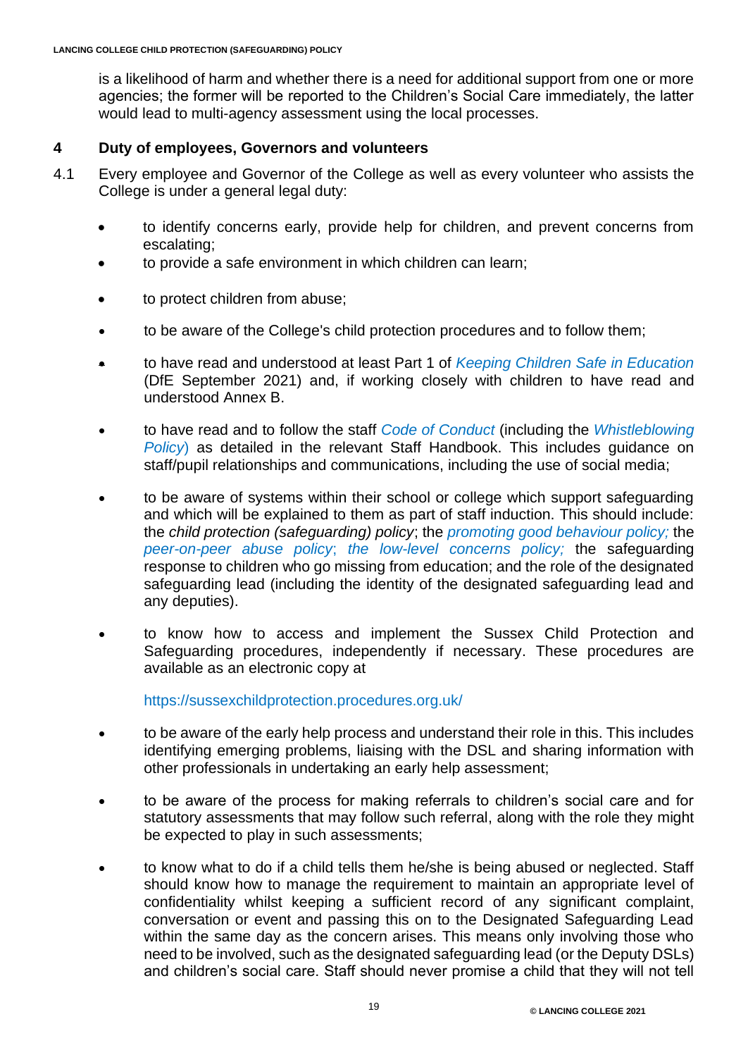is a likelihood of harm and whether there is a need for additional support from one or more agencies; the former will be reported to the Children's Social Care immediately, the latter would lead to multi-agency assessment using the local processes.

## 4 Duty of employees, Governors and volunteers

4.1 Every employee and Governor of the College as well as every volunteer who assists the College is under a general legal duty:

- to identify concerns early, provide help for children, and prevent concerns from escalating;
- to provide a safe environment in which children can learn;
- to protect children from abuse;
- to be aware of the College's child protection procedures and to follow them;
- to have read and understood at least Part 1 of *Keeping Children Safe in Education* (DfE September 2021) and, if working closely with children to have read and understood Annex B.
- to have read and to follow the staff *Code of Conduct* (including the *Whistleblowing Policy*) as detailed in the relevant Staff Handbook. This includes guidance on staff/pupil relationships and communications, including the use of social media;
- to be aware of systems within their school or college which support safeguarding and which will be explained to them as part of staff induction. This should include: the *child protection (safeguarding) policy*; the *promoting good behaviour policy;* the *peer-on-peer abuse policy*; *the low-level concerns policy;* the safeguarding response to children who go missing from education; and the role of the designated safeguarding lead (including the identity of the designated safeguarding lead and any deputies).
- to know how to access and implement the Sussex Child Protection and Safeguarding procedures, independently if necessary. These procedures are available as an electronic copy at

  https://sussexchildprotection.procedures.org.uk/
- to be aware of the early help process and understand their role in this. This includes identifying emerging problems, liaising with the DSL and sharing information with other professionals in undertaking an early help assessment;
- to be aware of the process for making referrals to children's social care and for statutory assessments that may follow such referral, along with the role they might be expected to play in such assessments;
- to know what to do if a child tells them he/she is being abused or neglected. Staff should know how to manage the requirement to maintain an appropriate level of confidentiality whilst keeping a sufficient record of any significant complaint, conversation or event and passing this on to the Designated Safeguarding Lead within the same day as the concern arises. This means only involving those who need to be involved, such as the designated safeguarding lead (or the Deputy DSLs) and children's social care. Staff should never promise a child that they will not tell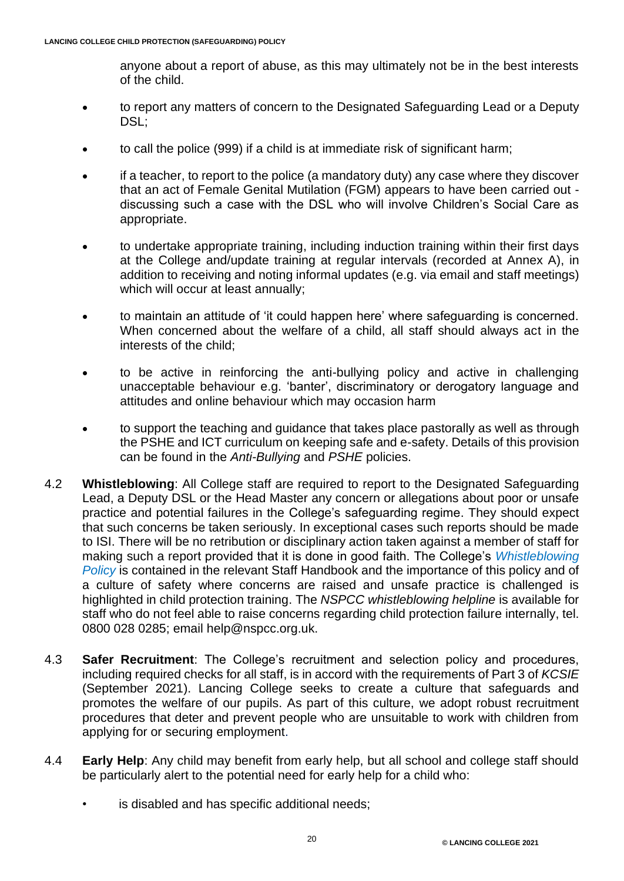anyone about a report of abuse, as this may ultimately not be in the best interests of the child.

- to report any matters of concern to the Designated Safeguarding Lead or a Deputy DSL;
- to call the police (999) if a child is at immediate risk of significant harm;
- if a teacher, to report to the police (a mandatory duty) any case where they discover that an act of Female Genital Mutilation (FGM) appears to have been carried out - discussing such a case with the DSL who will involve Children's Social Care as appropriate.
- to undertake appropriate training, including induction training within their first days at the College and/update training at regular intervals (recorded at Annex A), in addition to receiving and noting informal updates (e.g. via email and staff meetings) which will occur at least annually;
- to maintain an attitude of 'it could happen here' where safeguarding is concerned. When concerned about the welfare of a child, all staff should always act in the interests of the child;
- to be active in reinforcing the anti-bullying policy and active in challenging unacceptable behaviour e.g. 'banter', discriminatory or derogatory language and attitudes and online behaviour which may occasion harm
- to support the teaching and guidance that takes place pastorally as well as through the PSHE and ICT curriculum on keeping safe and e-safety. Details of this provision can be found in the *Anti-Bullying* and *PSHE* policies.

4.2 **Whistleblowing**: All College staff are required to report to the Designated Safeguarding Lead, a Deputy DSL or the Head Master any concern or allegations about poor or unsafe practice and potential failures in the College's safeguarding regime. They should expect that such concerns be taken seriously. In exceptional cases such reports should be made to ISI. There will be no retribution or disciplinary action taken against a member of staff for making such a report provided that it is done in good faith. The College's *Whistleblowing Policy* is contained in the relevant Staff Handbook and the importance of this policy and of a culture of safety where concerns are raised and unsafe practice is challenged is highlighted in child protection training. The *NSPCC whistleblowing helpline* is available for staff who do not feel able to raise concerns regarding child protection failure internally, tel. 0800 028 0285; email help@nspcc.org.uk.

4.3 **Safer Recruitment**: The College's recruitment and selection policy and procedures, including required checks for all staff, is in accord with the requirements of Part 3 of *KCSIE* (September 2021). Lancing College seeks to create a culture that safeguards and promotes the welfare of our pupils. As part of this culture, we adopt robust recruitment procedures that deter and prevent people who are unsuitable to work with children from applying for or securing employment.

4.4 **Early Help**: Any child may benefit from early help, but all school and college staff should be particularly alert to the potential need for early help for a child who:

- is disabled and has specific additional needs;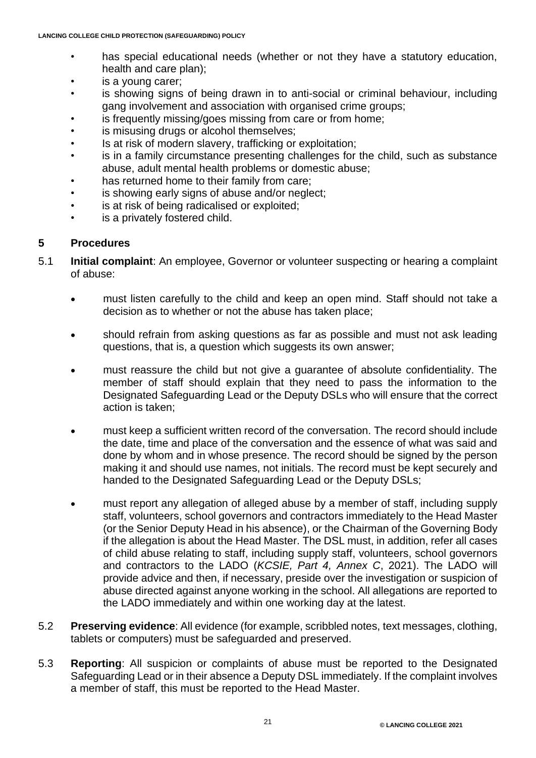- has special educational needs (whether or not they have a statutory education, health and care plan);
- is a young carer;
- is showing signs of being drawn in to anti-social or criminal behaviour, including gang involvement and association with organised crime groups;
- is frequently missing/goes missing from care or from home;
- is misusing drugs or alcohol themselves;
- Is at risk of modern slavery, trafficking or exploitation;
- is in a family circumstance presenting challenges for the child, such as substance abuse, adult mental health problems or domestic abuse;
- has returned home to their family from care;
- is showing early signs of abuse and/or neglect;
- is at risk of being radicalised or exploited;
- is a privately fostered child.

## 5 Procedures

5.1 **Initial complaint**: An employee, Governor or volunteer suspecting or hearing a complaint of abuse:

- must listen carefully to the child and keep an open mind. Staff should not take a decision as to whether or not the abuse has taken place;
- should refrain from asking questions as far as possible and must not ask leading questions, that is, a question which suggests its own answer;
- must reassure the child but not give a guarantee of absolute confidentiality. The member of staff should explain that they need to pass the information to the Designated Safeguarding Lead or the Deputy DSLs who will ensure that the correct action is taken;
- must keep a sufficient written record of the conversation. The record should include the date, time and place of the conversation and the essence of what was said and done by whom and in whose presence. The record should be signed by the person making it and should use names, not initials. The record must be kept securely and handed to the Designated Safeguarding Lead or the Deputy DSLs;
- must report any allegation of alleged abuse by a member of staff, including supply staff, volunteers, school governors and contractors immediately to the Head Master (or the Senior Deputy Head in his absence), or the Chairman of the Governing Body if the allegation is about the Head Master. The DSL must, in addition, refer all cases of child abuse relating to staff, including supply staff, volunteers, school governors and contractors to the LADO (*KCSIE, Part 4, Annex C*, 2021). The LADO will provide advice and then, if necessary, preside over the investigation or suspicion of abuse directed against anyone working in the school. All allegations are reported to the LADO immediately and within one working day at the latest.

5.2 **Preserving evidence**: All evidence (for example, scribbled notes, text messages, clothing, tablets or computers) must be safeguarded and preserved.

5.3 **Reporting**: All suspicion or complaints of abuse must be reported to the Designated Safeguarding Lead or in their absence a Deputy DSL immediately. If the complaint involves a member of staff, this must be reported to the Head Master.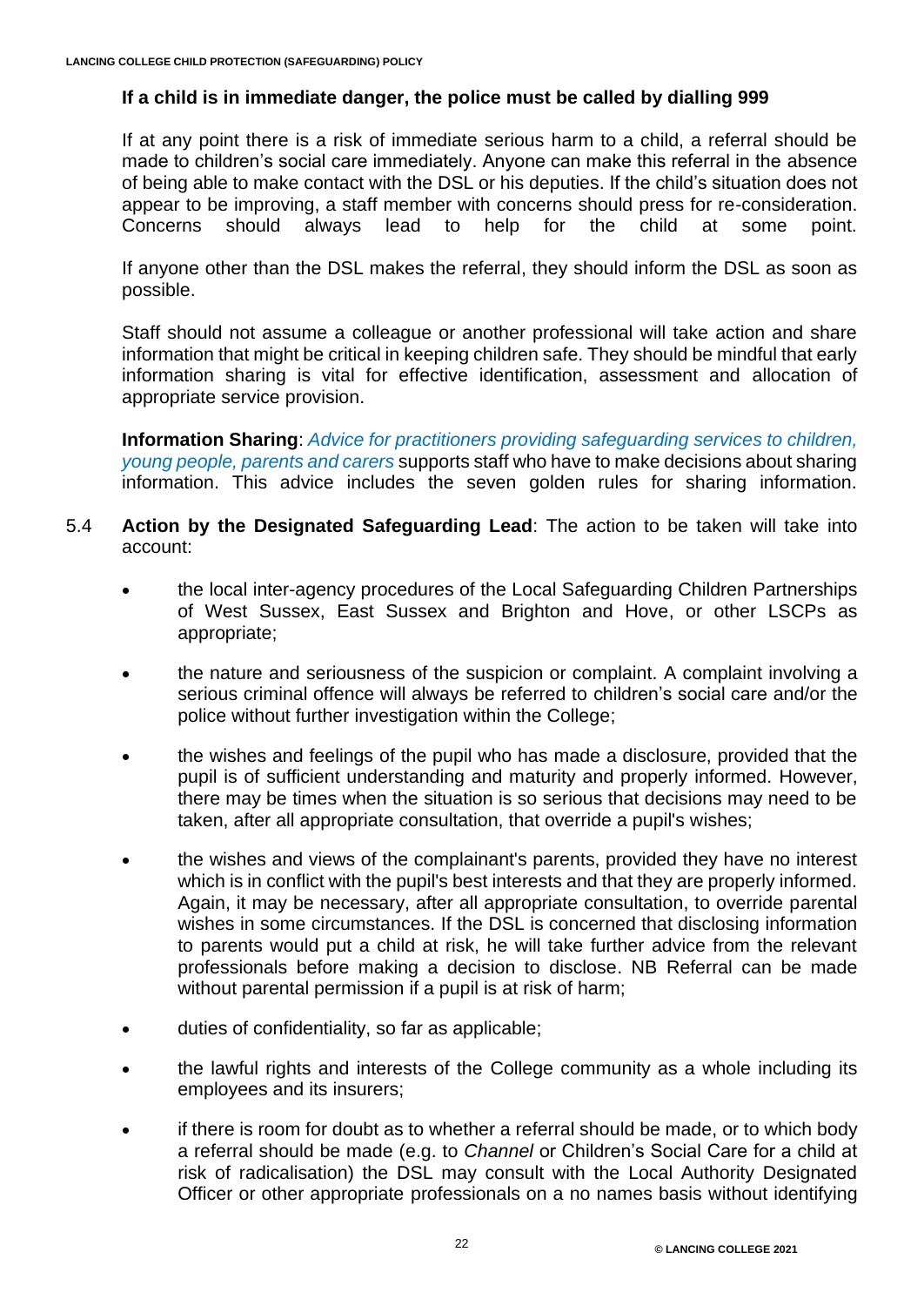**If a child is in immediate danger, the police must be called by dialling 999**

If at any point there is a risk of immediate serious harm to a child, a referral should be made to children's social care immediately. Anyone can make this referral in the absence of being able to make contact with the DSL or his deputies. If the child's situation does not appear to be improving, a staff member with concerns should press for re-consideration. Concerns should always lead to help for the child at some point.

If anyone other than the DSL makes the referral, they should inform the DSL as soon as possible.

Staff should not assume a colleague or another professional will take action and share information that might be critical in keeping children safe. They should be mindful that early information sharing is vital for effective identification, assessment and allocation of appropriate service provision.

**Information Sharing**: *Advice for practitioners providing safeguarding services to children, young people, parents and carers* supports staff who have to make decisions about sharing information. This advice includes the seven golden rules for sharing information.

5.4 **Action by the Designated Safeguarding Lead**: The action to be taken will take into account:

- the local inter-agency procedures of the Local Safeguarding Children Partnerships of West Sussex, East Sussex and Brighton and Hove, or other LSCPs as appropriate;
- the nature and seriousness of the suspicion or complaint. A complaint involving a serious criminal offence will always be referred to children's social care and/or the police without further investigation within the College;
- the wishes and feelings of the pupil who has made a disclosure, provided that the pupil is of sufficient understanding and maturity and properly informed. However, there may be times when the situation is so serious that decisions may need to be taken, after all appropriate consultation, that override a pupil's wishes;
- the wishes and views of the complainant's parents, provided they have no interest which is in conflict with the pupil's best interests and that they are properly informed. Again, it may be necessary, after all appropriate consultation, to override parental wishes in some circumstances. If the DSL is concerned that disclosing information to parents would put a child at risk, he will take further advice from the relevant professionals before making a decision to disclose. NB Referral can be made without parental permission if a pupil is at risk of harm;
- duties of confidentiality, so far as applicable;
- the lawful rights and interests of the College community as a whole including its employees and its insurers;
- if there is room for doubt as to whether a referral should be made, or to which body a referral should be made (e.g. to *Channel* or Children's Social Care for a child at risk of radicalisation) the DSL may consult with the Local Authority Designated Officer or other appropriate professionals on a no names basis without identifying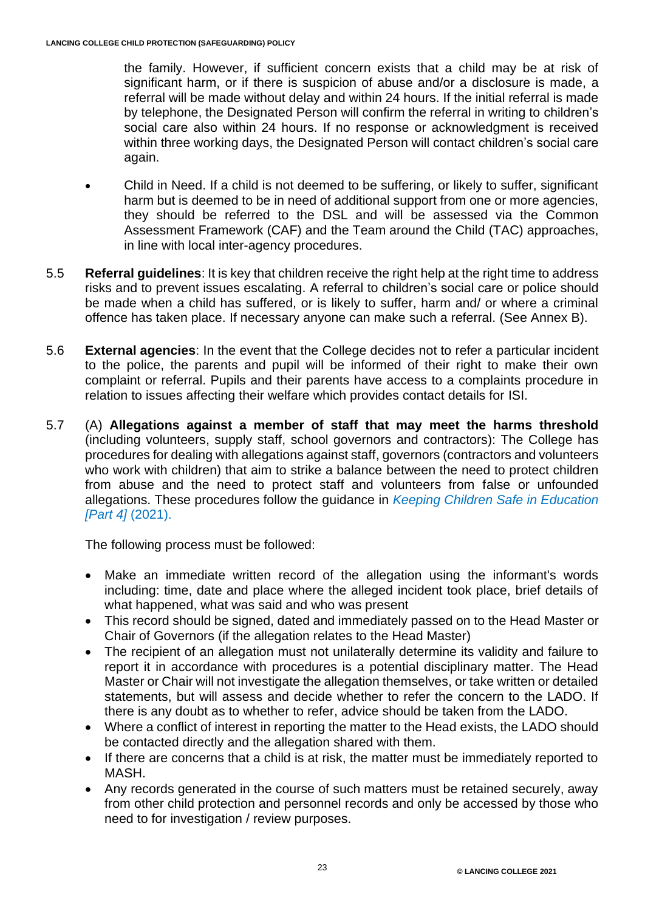the family. However, if sufficient concern exists that a child may be at risk of significant harm, or if there is suspicion of abuse and/or a disclosure is made, a referral will be made without delay and within 24 hours. If the initial referral is made by telephone, the Designated Person will confirm the referral in writing to children's social care also within 24 hours. If no response or acknowledgment is received within three working days, the Designated Person will contact children's social care again.

- Child in Need. If a child is not deemed to be suffering, or likely to suffer, significant harm but is deemed to be in need of additional support from one or more agencies, they should be referred to the DSL and will be assessed via the Common Assessment Framework (CAF) and the Team around the Child (TAC) approaches, in line with local inter-agency procedures.

5.5 **Referral guidelines**: It is key that children receive the right help at the right time to address risks and to prevent issues escalating. A referral to children's social care or police should be made when a child has suffered, or is likely to suffer, harm and/ or where a criminal offence has taken place. If necessary anyone can make such a referral. (See Annex B).

5.6 **External agencies**: In the event that the College decides not to refer a particular incident to the police, the parents and pupil will be informed of their right to make their own complaint or referral. Pupils and their parents have access to a complaints procedure in relation to issues affecting their welfare which provides contact details for ISI.

5.7 (A) **Allegations against a member of staff that may meet the harms threshold** (including volunteers, supply staff, school governors and contractors): The College has procedures for dealing with allegations against staff, governors (contractors and volunteers who work with children) that aim to strike a balance between the need to protect children from abuse and the need to protect staff and volunteers from false or unfounded allegations. These procedures follow the guidance in *Keeping Children Safe in Education [Part 4]* (2021).

The following process must be followed:

- Make an immediate written record of the allegation using the informant's words including: time, date and place where the alleged incident took place, brief details of what happened, what was said and who was present
- This record should be signed, dated and immediately passed on to the Head Master or Chair of Governors (if the allegation relates to the Head Master)
- The recipient of an allegation must not unilaterally determine its validity and failure to report it in accordance with procedures is a potential disciplinary matter. The Head Master or Chair will not investigate the allegation themselves, or take written or detailed statements, but will assess and decide whether to refer the concern to the LADO. If there is any doubt as to whether to refer, advice should be taken from the LADO.
- Where a conflict of interest in reporting the matter to the Head exists, the LADO should be contacted directly and the allegation shared with them.
- If there are concerns that a child is at risk, the matter must be immediately reported to MASH.
- Any records generated in the course of such matters must be retained securely, away from other child protection and personnel records and only be accessed by those who need to for investigation / review purposes.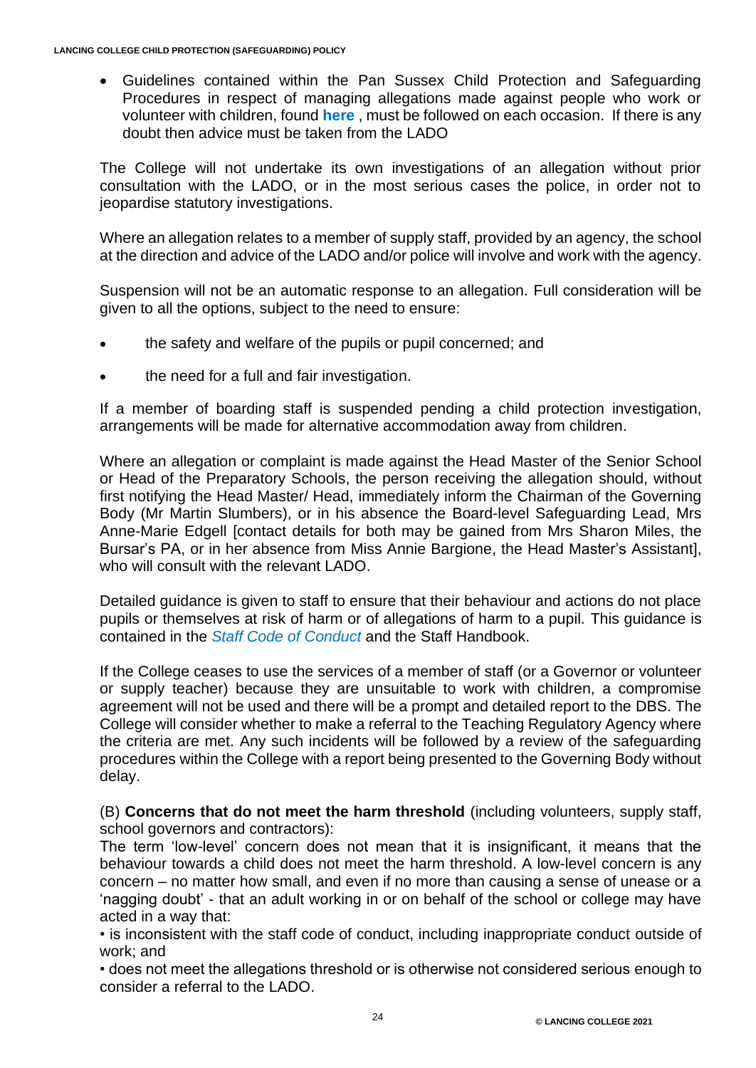- Guidelines contained within the Pan Sussex Child Protection and Safeguarding Procedures in respect of managing allegations made against people who work or volunteer with children, found **here** , must be followed on each occasion. If there is any doubt then advice must be taken from the LADO

The College will not undertake its own investigations of an allegation without prior consultation with the LADO, or in the most serious cases the police, in order not to jeopardise statutory investigations.

Where an allegation relates to a member of supply staff, provided by an agency, the school at the direction and advice of the LADO and/or police will involve and work with the agency.

Suspension will not be an automatic response to an allegation. Full consideration will be given to all the options, subject to the need to ensure:

- the safety and welfare of the pupils or pupil concerned; and
- the need for a full and fair investigation.

If a member of boarding staff is suspended pending a child protection investigation, arrangements will be made for alternative accommodation away from children.

Where an allegation or complaint is made against the Head Master of the Senior School or Head of the Preparatory Schools, the person receiving the allegation should, without first notifying the Head Master/ Head, immediately inform the Chairman of the Governing Body (Mr Martin Slumbers), or in his absence the Board-level Safeguarding Lead, Mrs Anne-Marie Edgell [contact details for both may be gained from Mrs Sharon Miles, the Bursar's PA, or in her absence from Miss Annie Bargione, the Head Master's Assistant], who will consult with the relevant LADO.

Detailed guidance is given to staff to ensure that their behaviour and actions do not place pupils or themselves at risk of harm or of allegations of harm to a pupil. This guidance is contained in the *Staff Code of Conduct* and the Staff Handbook.

If the College ceases to use the services of a member of staff (or a Governor or volunteer or supply teacher) because they are unsuitable to work with children, a compromise agreement will not be used and there will be a prompt and detailed report to the DBS. The College will consider whether to make a referral to the Teaching Regulatory Agency where the criteria are met. Any such incidents will be followed by a review of the safeguarding procedures within the College with a report being presented to the Governing Body without delay.

(B) **Concerns that do not meet the harm threshold** (including volunteers, supply staff, school governors and contractors):
The term 'low-level' concern does not mean that it is insignificant, it means that the behaviour towards a child does not meet the harm threshold. A low-level concern is any concern – no matter how small, and even if no more than causing a sense of unease or a 'nagging doubt' - that an adult working in or on behalf of the school or college may have acted in a way that:

• is inconsistent with the staff code of conduct, including inappropriate conduct outside of work; and

• does not meet the allegations threshold or is otherwise not considered serious enough to consider a referral to the LADO.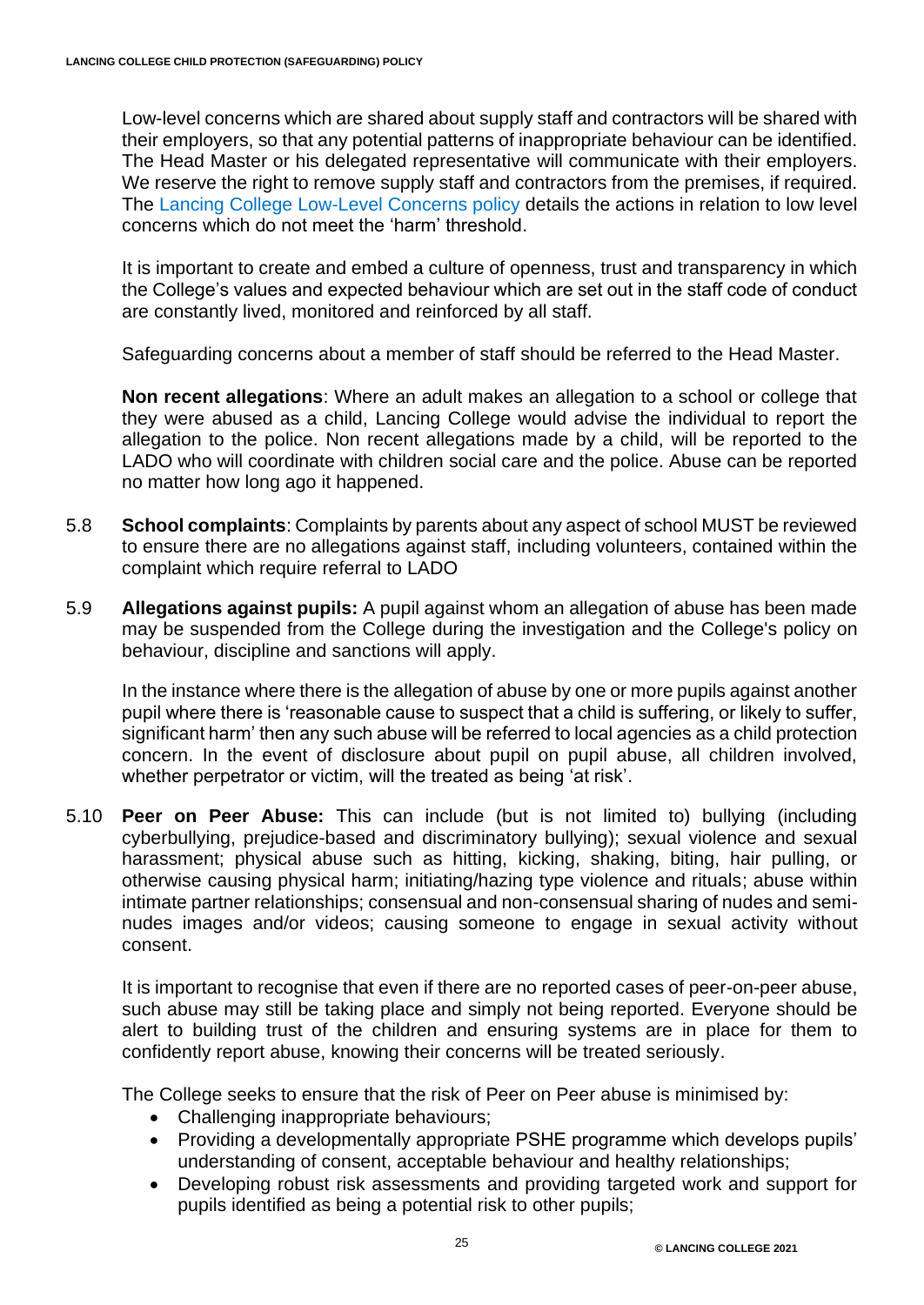Low-level concerns which are shared about supply staff and contractors will be shared with their employers, so that any potential patterns of inappropriate behaviour can be identified. The Head Master or his delegated representative will communicate with their employers. We reserve the right to remove supply staff and contractors from the premises, if required. The Lancing College Low-Level Concerns policy details the actions in relation to low level concerns which do not meet the 'harm' threshold.

It is important to create and embed a culture of openness, trust and transparency in which the College's values and expected behaviour which are set out in the staff code of conduct are constantly lived, monitored and reinforced by all staff.

Safeguarding concerns about a member of staff should be referred to the Head Master.

**Non recent allegations**: Where an adult makes an allegation to a school or college that they were abused as a child, Lancing College would advise the individual to report the allegation to the police. Non recent allegations made by a child, will be reported to the LADO who will coordinate with children social care and the police. Abuse can be reported no matter how long ago it happened.

5.8 **School complaints**: Complaints by parents about any aspect of school MUST be reviewed to ensure there are no allegations against staff, including volunteers, contained within the complaint which require referral to LADO

5.9 **Allegations against pupils:** A pupil against whom an allegation of abuse has been made may be suspended from the College during the investigation and the College's policy on behaviour, discipline and sanctions will apply.

In the instance where there is the allegation of abuse by one or more pupils against another pupil where there is 'reasonable cause to suspect that a child is suffering, or likely to suffer, significant harm' then any such abuse will be referred to local agencies as a child protection concern. In the event of disclosure about pupil on pupil abuse, all children involved, whether perpetrator or victim, will the treated as being 'at risk'.

5.10 **Peer on Peer Abuse:** This can include (but is not limited to) bullying (including cyberbullying, prejudice-based and discriminatory bullying); sexual violence and sexual harassment; physical abuse such as hitting, kicking, shaking, biting, hair pulling, or otherwise causing physical harm; initiating/hazing type violence and rituals; abuse within intimate partner relationships; consensual and non-consensual sharing of nudes and semi-nudes images and/or videos; causing someone to engage in sexual activity without consent.

It is important to recognise that even if there are no reported cases of peer-on-peer abuse, such abuse may still be taking place and simply not being reported. Everyone should be alert to building trust of the children and ensuring systems are in place for them to confidently report abuse, knowing their concerns will be treated seriously.

The College seeks to ensure that the risk of Peer on Peer abuse is minimised by:

- Challenging inappropriate behaviours;
- Providing a developmentally appropriate PSHE programme which develops pupils' understanding of consent, acceptable behaviour and healthy relationships;
- Developing robust risk assessments and providing targeted work and support for pupils identified as being a potential risk to other pupils;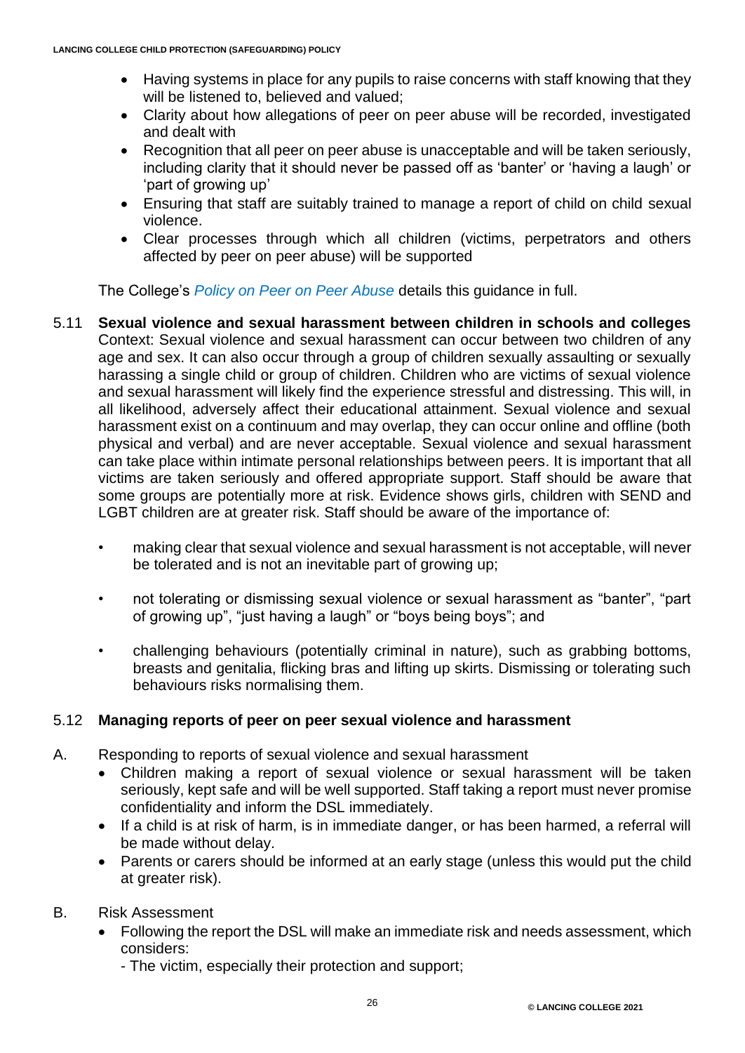- Having systems in place for any pupils to raise concerns with staff knowing that they will be listened to, believed and valued;
- Clarity about how allegations of peer on peer abuse will be recorded, investigated and dealt with
- Recognition that all peer on peer abuse is unacceptable and will be taken seriously, including clarity that it should never be passed off as 'banter' or 'having a laugh' or 'part of growing up'
- Ensuring that staff are suitably trained to manage a report of child on child sexual violence.
- Clear processes through which all children (victims, perpetrators and others affected by peer on peer abuse) will be supported

The College's *Policy on Peer on Peer Abuse* details this guidance in full.

5.11 **Sexual violence and sexual harassment between children in schools and colleges**
Context: Sexual violence and sexual harassment can occur between two children of any age and sex. It can also occur through a group of children sexually assaulting or sexually harassing a single child or group of children. Children who are victims of sexual violence and sexual harassment will likely find the experience stressful and distressing. This will, in all likelihood, adversely affect their educational attainment. Sexual violence and sexual harassment exist on a continuum and may overlap, they can occur online and offline (both physical and verbal) and are never acceptable. Sexual violence and sexual harassment can take place within intimate personal relationships between peers. It is important that all victims are taken seriously and offered appropriate support. Staff should be aware that some groups are potentially more at risk. Evidence shows girls, children with SEND and LGBT children are at greater risk. Staff should be aware of the importance of:

- making clear that sexual violence and sexual harassment is not acceptable, will never be tolerated and is not an inevitable part of growing up;
- not tolerating or dismissing sexual violence or sexual harassment as "banter", "part of growing up", "just having a laugh" or "boys being boys"; and
- challenging behaviours (potentially criminal in nature), such as grabbing bottoms, breasts and genitalia, flicking bras and lifting up skirts. Dismissing or tolerating such behaviours risks normalising them.

5.12 **Managing reports of peer on peer sexual violence and harassment**

A. Responding to reports of sexual violence and sexual harassment
- Children making a report of sexual violence or sexual harassment will be taken seriously, kept safe and will be well supported. Staff taking a report must never promise confidentiality and inform the DSL immediately.
- If a child is at risk of harm, is in immediate danger, or has been harmed, a referral will be made without delay.
- Parents or carers should be informed at an early stage (unless this would put the child at greater risk).

B. Risk Assessment
- Following the report the DSL will make an immediate risk and needs assessment, which considers:
  - The victim, especially their protection and support;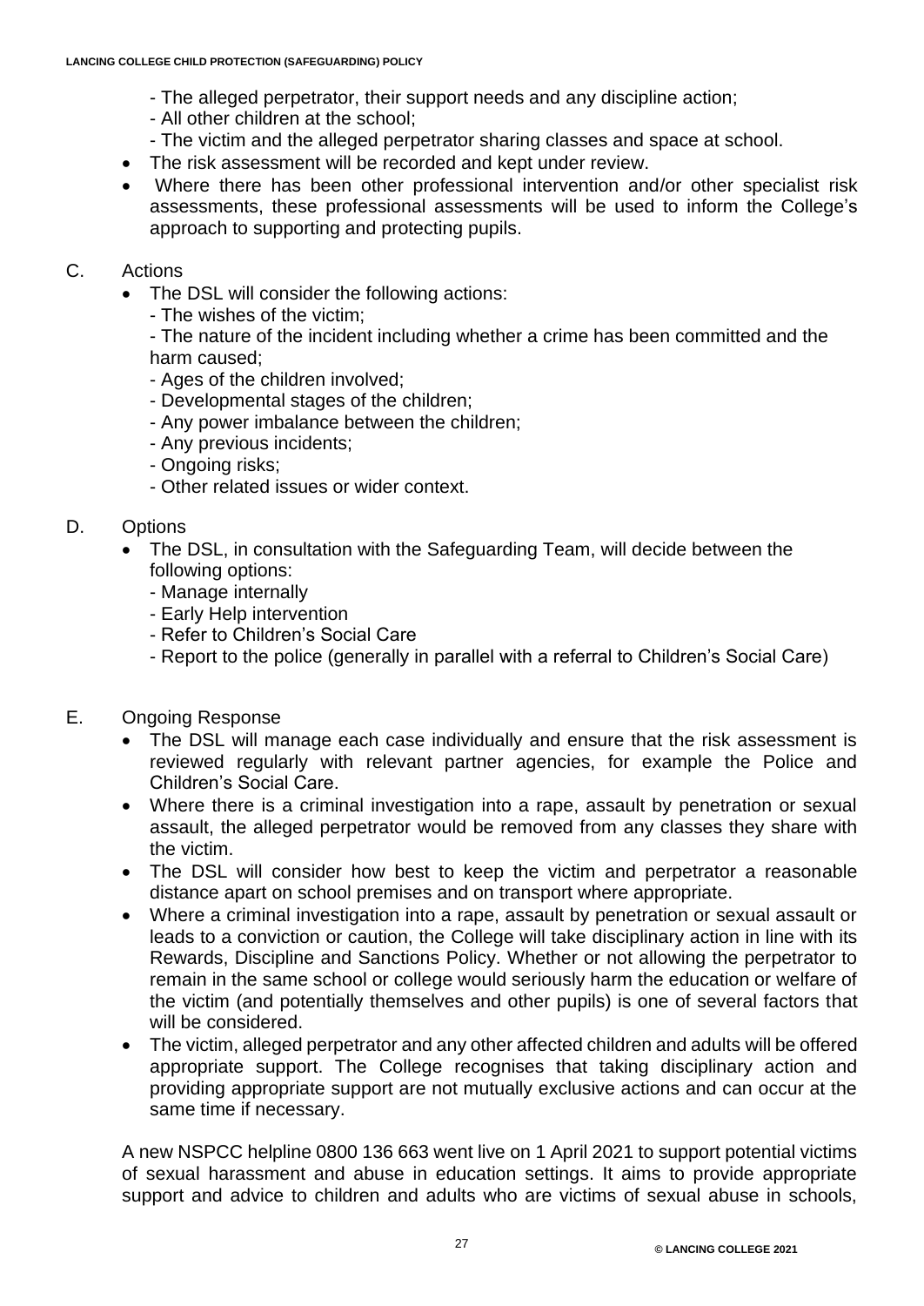- The alleged perpetrator, their support needs and any discipline action;
- All other children at the school;
- The victim and the alleged perpetrator sharing classes and space at school.

- The risk assessment will be recorded and kept under review.
- Where there has been other professional intervention and/or other specialist risk assessments, these professional assessments will be used to inform the College's approach to supporting and protecting pupils.

C. Actions

- The DSL will consider the following actions:
  - The wishes of the victim;
  - The nature of the incident including whether a crime has been committed and the harm caused;
  - Ages of the children involved;
  - Developmental stages of the children;
  - Any power imbalance between the children;
  - Any previous incidents;
  - Ongoing risks;
  - Other related issues or wider context.

D. Options

- The DSL, in consultation with the Safeguarding Team, will decide between the following options:
  - Manage internally
  - Early Help intervention
  - Refer to Children's Social Care
  - Report to the police (generally in parallel with a referral to Children's Social Care)

E. Ongoing Response

- The DSL will manage each case individually and ensure that the risk assessment is reviewed regularly with relevant partner agencies, for example the Police and Children's Social Care.
- Where there is a criminal investigation into a rape, assault by penetration or sexual assault, the alleged perpetrator would be removed from any classes they share with the victim.
- The DSL will consider how best to keep the victim and perpetrator a reasonable distance apart on school premises and on transport where appropriate.
- Where a criminal investigation into a rape, assault by penetration or sexual assault or leads to a conviction or caution, the College will take disciplinary action in line with its Rewards, Discipline and Sanctions Policy. Whether or not allowing the perpetrator to remain in the same school or college would seriously harm the education or welfare of the victim (and potentially themselves and other pupils) is one of several factors that will be considered.
- The victim, alleged perpetrator and any other affected children and adults will be offered appropriate support. The College recognises that taking disciplinary action and providing appropriate support are not mutually exclusive actions and can occur at the same time if necessary.

A new NSPCC helpline 0800 136 663 went live on 1 April 2021 to support potential victims of sexual harassment and abuse in education settings. It aims to provide appropriate support and advice to children and adults who are victims of sexual abuse in schools,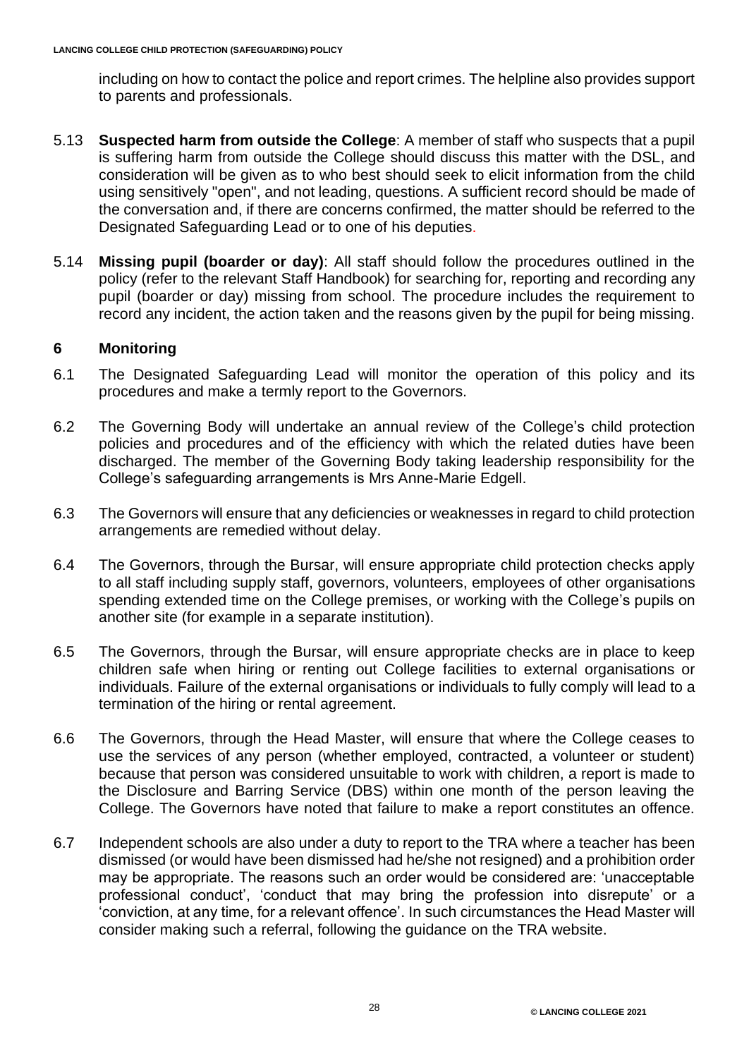including on how to contact the police and report crimes. The helpline also provides support to parents and professionals.

5.13 **Suspected harm from outside the College**: A member of staff who suspects that a pupil is suffering harm from outside the College should discuss this matter with the DSL, and consideration will be given as to who best should seek to elicit information from the child using sensitively "open", and not leading, questions. A sufficient record should be made of the conversation and, if there are concerns confirmed, the matter should be referred to the Designated Safeguarding Lead or to one of his deputies.

5.14 **Missing pupil (boarder or day)**: All staff should follow the procedures outlined in the policy (refer to the relevant Staff Handbook) for searching for, reporting and recording any pupil (boarder or day) missing from school. The procedure includes the requirement to record any incident, the action taken and the reasons given by the pupil for being missing.

## 6 Monitoring

6.1 The Designated Safeguarding Lead will monitor the operation of this policy and its procedures and make a termly report to the Governors.

6.2 The Governing Body will undertake an annual review of the College's child protection policies and procedures and of the efficiency with which the related duties have been discharged. The member of the Governing Body taking leadership responsibility for the College's safeguarding arrangements is Mrs Anne-Marie Edgell.

6.3 The Governors will ensure that any deficiencies or weaknesses in regard to child protection arrangements are remedied without delay.

6.4 The Governors, through the Bursar, will ensure appropriate child protection checks apply to all staff including supply staff, governors, volunteers, employees of other organisations spending extended time on the College premises, or working with the College's pupils on another site (for example in a separate institution).

6.5 The Governors, through the Bursar, will ensure appropriate checks are in place to keep children safe when hiring or renting out College facilities to external organisations or individuals. Failure of the external organisations or individuals to fully comply will lead to a termination of the hiring or rental agreement.

6.6 The Governors, through the Head Master, will ensure that where the College ceases to use the services of any person (whether employed, contracted, a volunteer or student) because that person was considered unsuitable to work with children, a report is made to the Disclosure and Barring Service (DBS) within one month of the person leaving the College. The Governors have noted that failure to make a report constitutes an offence.

6.7 Independent schools are also under a duty to report to the TRA where a teacher has been dismissed (or would have been dismissed had he/she not resigned) and a prohibition order may be appropriate. The reasons such an order would be considered are: 'unacceptable professional conduct', 'conduct that may bring the profession into disrepute' or a 'conviction, at any time, for a relevant offence'. In such circumstances the Head Master will consider making such a referral, following the guidance on the TRA website.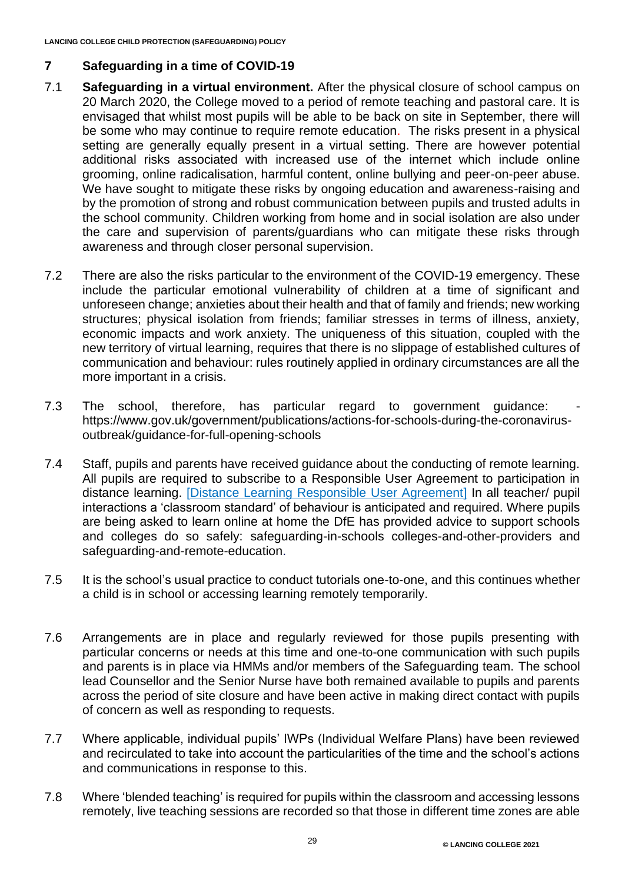## 7 Safeguarding in a time of COVID-19

7.1 **Safeguarding in a virtual environment.** After the physical closure of school campus on 20 March 2020, the College moved to a period of remote teaching and pastoral care. It is envisaged that whilst most pupils will be able to be back on site in September, there will be some who may continue to require remote education. The risks present in a physical setting are generally equally present in a virtual setting. There are however potential additional risks associated with increased use of the internet which include online grooming, online radicalisation, harmful content, online bullying and peer-on-peer abuse. We have sought to mitigate these risks by ongoing education and awareness-raising and by the promotion of strong and robust communication between pupils and trusted adults in the school community. Children working from home and in social isolation are also under the care and supervision of parents/guardians who can mitigate these risks through awareness and through closer personal supervision.

7.2 There are also the risks particular to the environment of the COVID-19 emergency. These include the particular emotional vulnerability of children at a time of significant and unforeseen change; anxieties about their health and that of family and friends; new working structures; physical isolation from friends; familiar stresses in terms of illness, anxiety, economic impacts and work anxiety. The uniqueness of this situation, coupled with the new territory of virtual learning, requires that there is no slippage of established cultures of communication and behaviour: rules routinely applied in ordinary circumstances are all the more important in a crisis.

7.3 The school, therefore, has particular regard to government guidance: - https://www.gov.uk/government/publications/actions-for-schools-during-the-coronavirus-outbreak/guidance-for-full-opening-schools

7.4 Staff, pupils and parents have received guidance about the conducting of remote learning. All pupils are required to subscribe to a Responsible User Agreement to participation in distance learning. [Distance Learning Responsible User Agreement] In all teacher/ pupil interactions a 'classroom standard' of behaviour is anticipated and required. Where pupils are being asked to learn online at home the DfE has provided advice to support schools and colleges do so safely: safeguarding-in-schools colleges-and-other-providers and safeguarding-and-remote-education.

7.5 It is the school's usual practice to conduct tutorials one-to-one, and this continues whether a child is in school or accessing learning remotely temporarily.

7.6 Arrangements are in place and regularly reviewed for those pupils presenting with particular concerns or needs at this time and one-to-one communication with such pupils and parents is in place via HMMs and/or members of the Safeguarding team. The school lead Counsellor and the Senior Nurse have both remained available to pupils and parents across the period of site closure and have been active in making direct contact with pupils of concern as well as responding to requests.

7.7 Where applicable, individual pupils' IWPs (Individual Welfare Plans) have been reviewed and recirculated to take into account the particularities of the time and the school's actions and communications in response to this.

7.8 Where 'blended teaching' is required for pupils within the classroom and accessing lessons remotely, live teaching sessions are recorded so that those in different time zones are able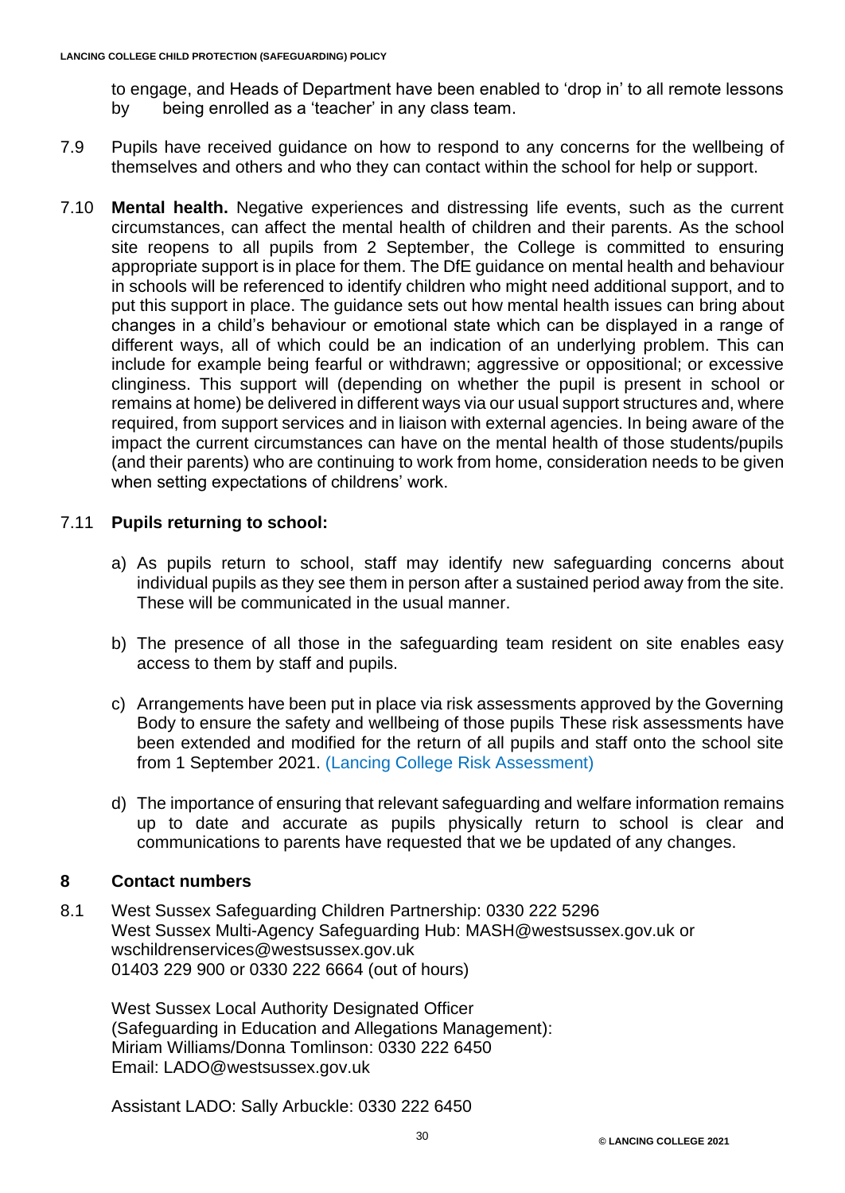to engage, and Heads of Department have been enabled to 'drop in' to all remote lessons by being enrolled as a 'teacher' in any class team.

7.9 Pupils have received guidance on how to respond to any concerns for the wellbeing of themselves and others and who they can contact within the school for help or support.

7.10 **Mental health.** Negative experiences and distressing life events, such as the current circumstances, can affect the mental health of children and their parents. As the school site reopens to all pupils from 2 September, the College is committed to ensuring appropriate support is in place for them. The DfE guidance on mental health and behaviour in schools will be referenced to identify children who might need additional support, and to put this support in place. The guidance sets out how mental health issues can bring about changes in a child's behaviour or emotional state which can be displayed in a range of different ways, all of which could be an indication of an underlying problem. This can include for example being fearful or withdrawn; aggressive or oppositional; or excessive clinginess. This support will (depending on whether the pupil is present in school or remains at home) be delivered in different ways via our usual support structures and, where required, from support services and in liaison with external agencies. In being aware of the impact the current circumstances can have on the mental health of those students/pupils (and their parents) who are continuing to work from home, consideration needs to be given when setting expectations of childrens' work.

7.11 **Pupils returning to school:**

a) As pupils return to school, staff may identify new safeguarding concerns about individual pupils as they see them in person after a sustained period away from the site. These will be communicated in the usual manner.

b) The presence of all those in the safeguarding team resident on site enables easy access to them by staff and pupils.

c) Arrangements have been put in place via risk assessments approved by the Governing Body to ensure the safety and wellbeing of those pupils These risk assessments have been extended and modified for the return of all pupils and staff onto the school site from 1 September 2021. (Lancing College Risk Assessment)

d) The importance of ensuring that relevant safeguarding and welfare information remains up to date and accurate as pupils physically return to school is clear and communications to parents have requested that we be updated of any changes.

## 8 Contact numbers

8.1 West Sussex Safeguarding Children Partnership: 0330 222 5296
West Sussex Multi-Agency Safeguarding Hub: MASH@westsussex.gov.uk or wschildrenservices@westsussex.gov.uk
01403 229 900 or 0330 222 6664 (out of hours)

West Sussex Local Authority Designated Officer
(Safeguarding in Education and Allegations Management):
Miriam Williams/Donna Tomlinson: 0330 222 6450
Email: LADO@westsussex.gov.uk

Assistant LADO: Sally Arbuckle: 0330 222 6450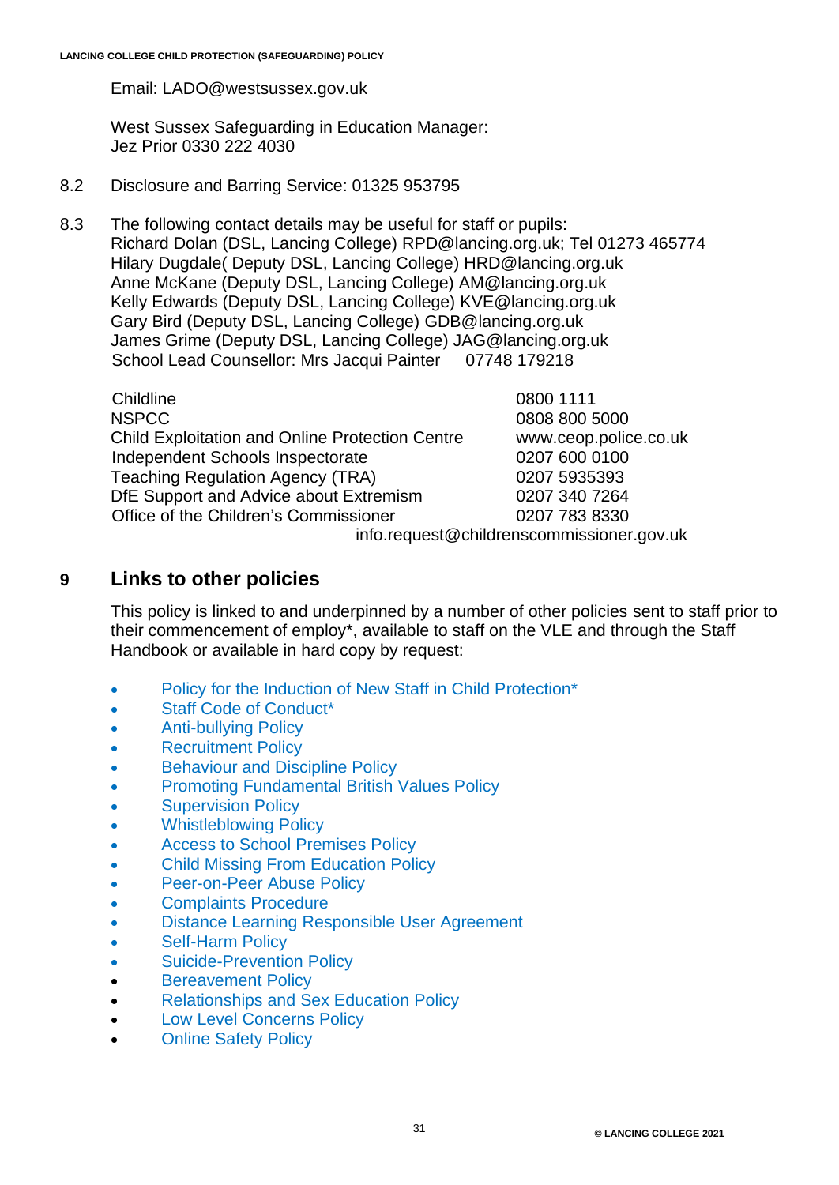Email: LADO@westsussex.gov.uk

West Sussex Safeguarding in Education Manager:
Jez Prior 0330 222 4030

8.2 Disclosure and Barring Service: 01325 953795

8.3 The following contact details may be useful for staff or pupils:
Richard Dolan (DSL, Lancing College) RPD@lancing.org.uk; Tel 01273 465774
Hilary Dugdale( Deputy DSL, Lancing College) HRD@lancing.org.uk
Anne McKane (Deputy DSL, Lancing College) AM@lancing.org.uk
Kelly Edwards (Deputy DSL, Lancing College) KVE@lancing.org.uk
Gary Bird (Deputy DSL, Lancing College) GDB@lancing.org.uk
James Grime (Deputy DSL, Lancing College) JAG@lancing.org.uk
School Lead Counsellor: Mrs Jacqui Painter 07748 179218

| | |
|---|---|
| Childline | 0800 1111 |
| NSPCC | 0808 800 5000 |
| Child Exploitation and Online Protection Centre | www.ceop.police.co.uk |
| Independent Schools Inspectorate | 0207 600 0100 |
| Teaching Regulation Agency (TRA) | 0207 5935393 |
| DfE Support and Advice about Extremism | 0207 340 7264 |
| Office of the Children's Commissioner | 0207 783 8330<br>info.request@childrenscommissioner.gov.uk |

## 9 Links to other policies

This policy is linked to and underpinned by a number of other policies sent to staff prior to their commencement of employ*, available to staff on the VLE and through the Staff Handbook or available in hard copy by request:

- Policy for the Induction of New Staff in Child Protection*
- Staff Code of Conduct*
- Anti-bullying Policy
- Recruitment Policy
- Behaviour and Discipline Policy
- Promoting Fundamental British Values Policy
- Supervision Policy
- Whistleblowing Policy
- Access to School Premises Policy
- Child Missing From Education Policy
- Peer-on-Peer Abuse Policy
- Complaints Procedure
- Distance Learning Responsible User Agreement
- Self-Harm Policy
- Suicide-Prevention Policy
- Bereavement Policy
- Relationships and Sex Education Policy
- Low Level Concerns Policy
- Online Safety Policy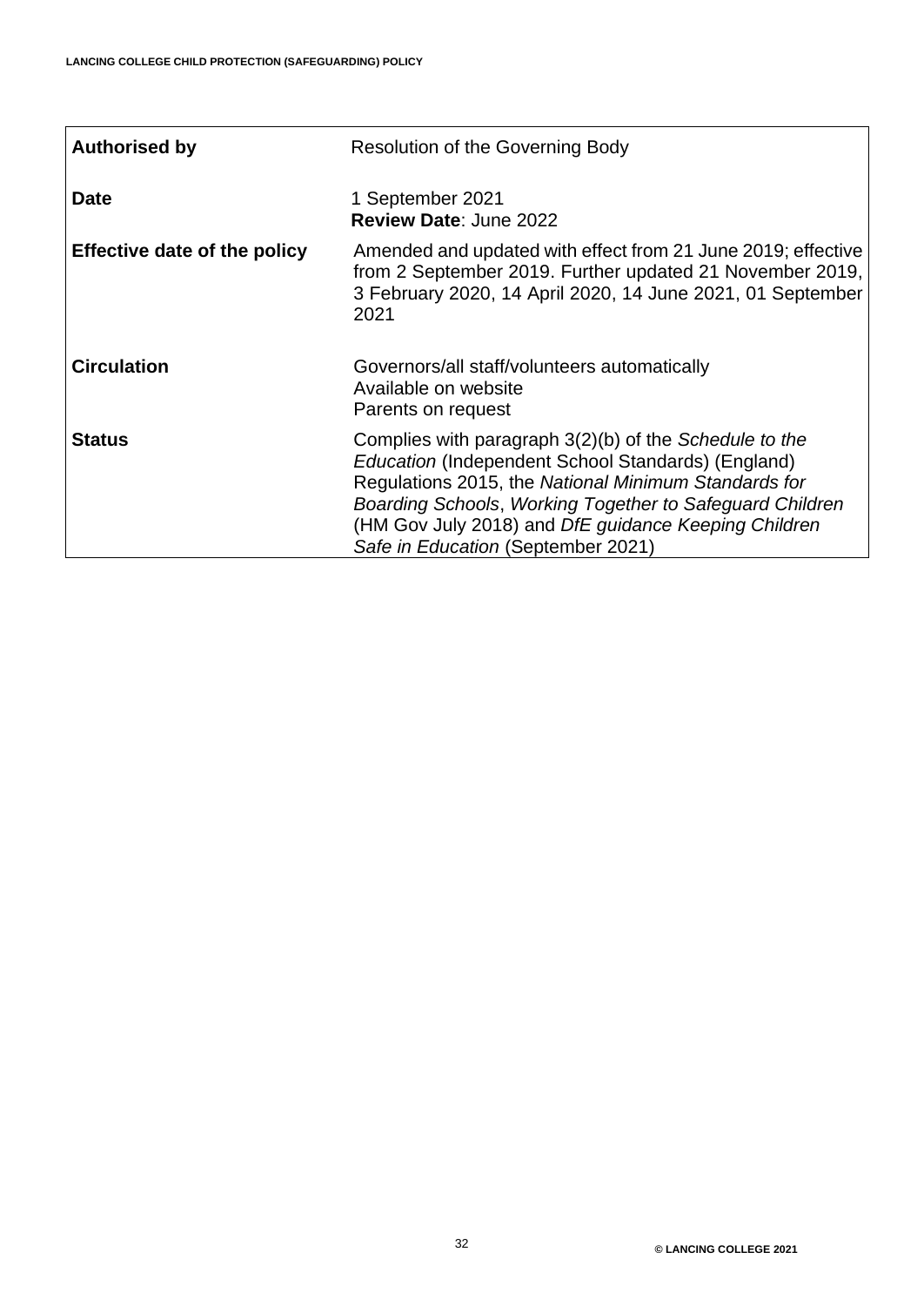| | |
|---|---|
| **Authorised by** | Resolution of the Governing Body |
| **Date** | 1 September 2021<br>**Review Date**: June 2022 |
| **Effective date of the policy** | Amended and updated with effect from 21 June 2019; effective from 2 September 2019. Further updated 21 November 2019, 3 February 2020, 14 April 2020, 14 June 2021, 01 September 2021 |
| **Circulation** | Governors/all staff/volunteers automatically<br>Available on website<br>Parents on request |
| **Status** | Complies with paragraph 3(2)(b) of the *Schedule to the Education* (Independent School Standards) (England) Regulations 2015, the *National Minimum Standards for Boarding Schools*, *Working Together to Safeguard Children* (HM Gov July 2018) and *DfE guidance Keeping Children Safe in Education* (September 2021) |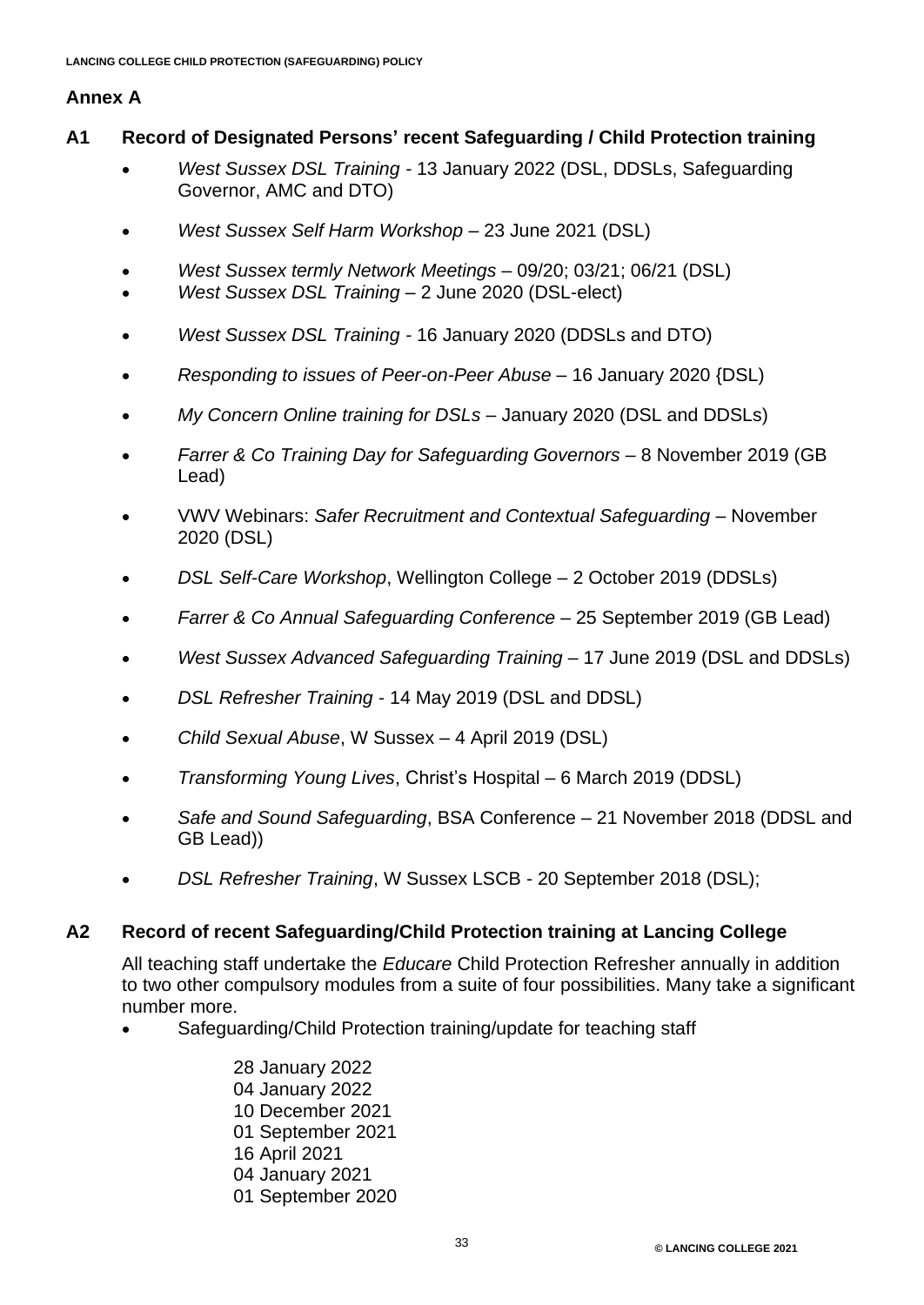## Annex A

### A1 Record of Designated Persons' recent Safeguarding / Child Protection training

- *West Sussex DSL Training* - 13 January 2022 (DSL, DDSLs, Safeguarding Governor, AMC and DTO)
- *West Sussex Self Harm Workshop* – 23 June 2021 (DSL)
- *West Sussex termly Network Meetings* – 09/20; 03/21; 06/21 (DSL)
- *West Sussex DSL Training* – 2 June 2020 (DSL-elect)
- *West Sussex DSL Training* - 16 January 2020 (DDSLs and DTO)
- *Responding to issues of Peer-on-Peer Abuse* – 16 January 2020 {DSL)
- *My Concern Online training for DSLs* – January 2020 (DSL and DDSLs)
- *Farrer & Co Training Day for Safeguarding Governors* – 8 November 2019 (GB Lead)
- VWV Webinars: *Safer Recruitment and Contextual Safeguarding* – November 2020 (DSL)
- *DSL Self-Care Workshop*, Wellington College – 2 October 2019 (DDSLs)
- *Farrer & Co Annual Safeguarding Conference* – 25 September 2019 (GB Lead)
- *West Sussex Advanced Safeguarding Training* – 17 June 2019 (DSL and DDSLs)
- *DSL Refresher Training* - 14 May 2019 (DSL and DDSL)
- *Child Sexual Abuse*, W Sussex – 4 April 2019 (DSL)
- *Transforming Young Lives*, Christ's Hospital – 6 March 2019 (DDSL)
- *Safe and Sound Safeguarding*, BSA Conference – 21 November 2018 (DDSL and GB Lead))
- *DSL Refresher Training*, W Sussex LSCB - 20 September 2018 (DSL);

### A2 Record of recent Safeguarding/Child Protection training at Lancing College

All teaching staff undertake the *Educare* Child Protection Refresher annually in addition to two other compulsory modules from a suite of four possibilities. Many take a significant number more.

- Safeguarding/Child Protection training/update for teaching staff

  28 January 2022
  04 January 2022
  10 December 2021
  01 September 2021
  16 April 2021
  04 January 2021
  01 September 2020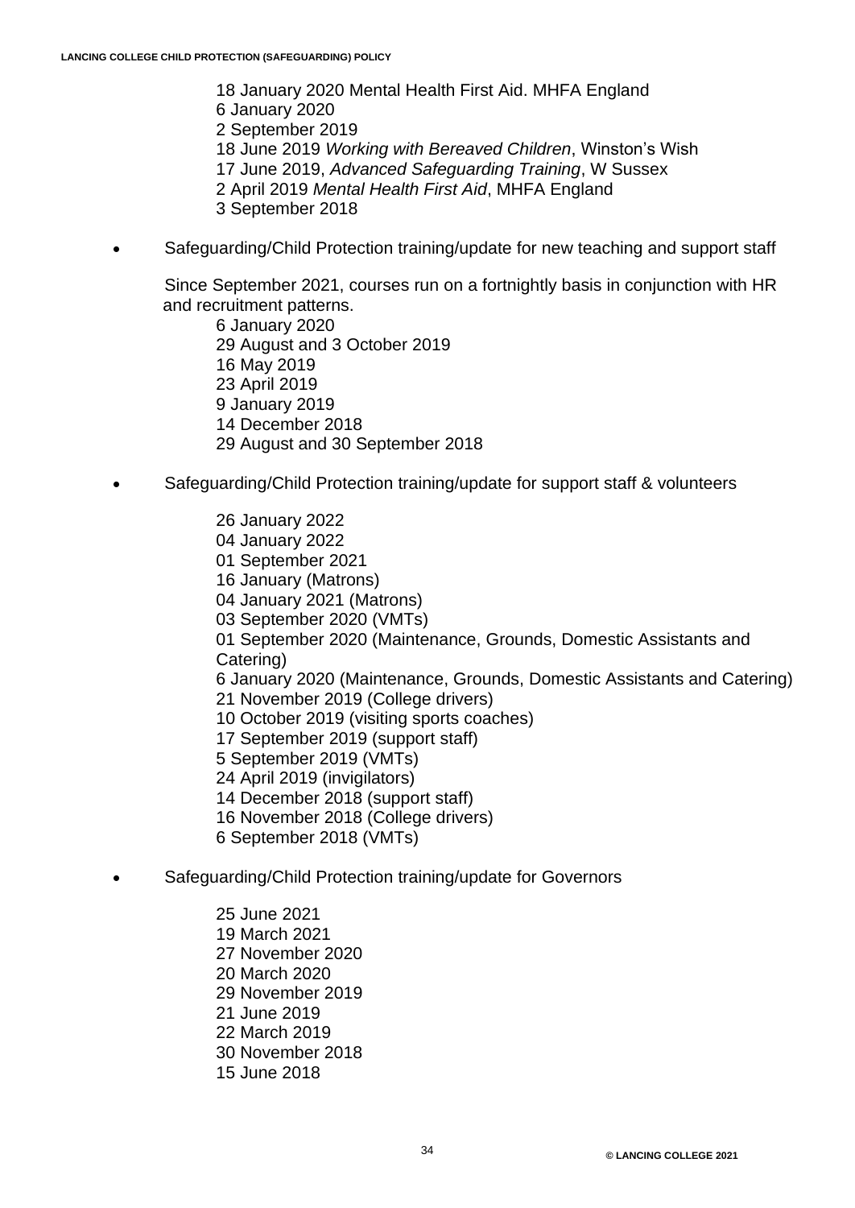18 January 2020 Mental Health First Aid. MHFA England
6 January 2020
2 September 2019
18 June 2019 *Working with Bereaved Children*, Winston's Wish
17 June 2019, *Advanced Safeguarding Training*, W Sussex
2 April 2019 *Mental Health First Aid*, MHFA England
3 September 2018

- Safeguarding/Child Protection training/update for new teaching and support staff

  Since September 2021, courses run on a fortnightly basis in conjunction with HR and recruitment patterns.

  6 January 2020
  29 August and 3 October 2019
  16 May 2019
  23 April 2019
  9 January 2019
  14 December 2018
  29 August and 30 September 2018

- Safeguarding/Child Protection training/update for support staff & volunteers

  26 January 2022
  04 January 2022
  01 September 2021
  16 January (Matrons)
  04 January 2021 (Matrons)
  03 September 2020 (VMTs)
  01 September 2020 (Maintenance, Grounds, Domestic Assistants and Catering)
  6 January 2020 (Maintenance, Grounds, Domestic Assistants and Catering)
  21 November 2019 (College drivers)
  10 October 2019 (visiting sports coaches)
  17 September 2019 (support staff)
  5 September 2019 (VMTs)
  24 April 2019 (invigilators)
  14 December 2018 (support staff)
  16 November 2018 (College drivers)
  6 September 2018 (VMTs)

- Safeguarding/Child Protection training/update for Governors

  25 June 2021
  19 March 2021
  27 November 2020
  20 March 2020
  29 November 2019
  21 June 2019
  22 March 2019
  30 November 2018
  15 June 2018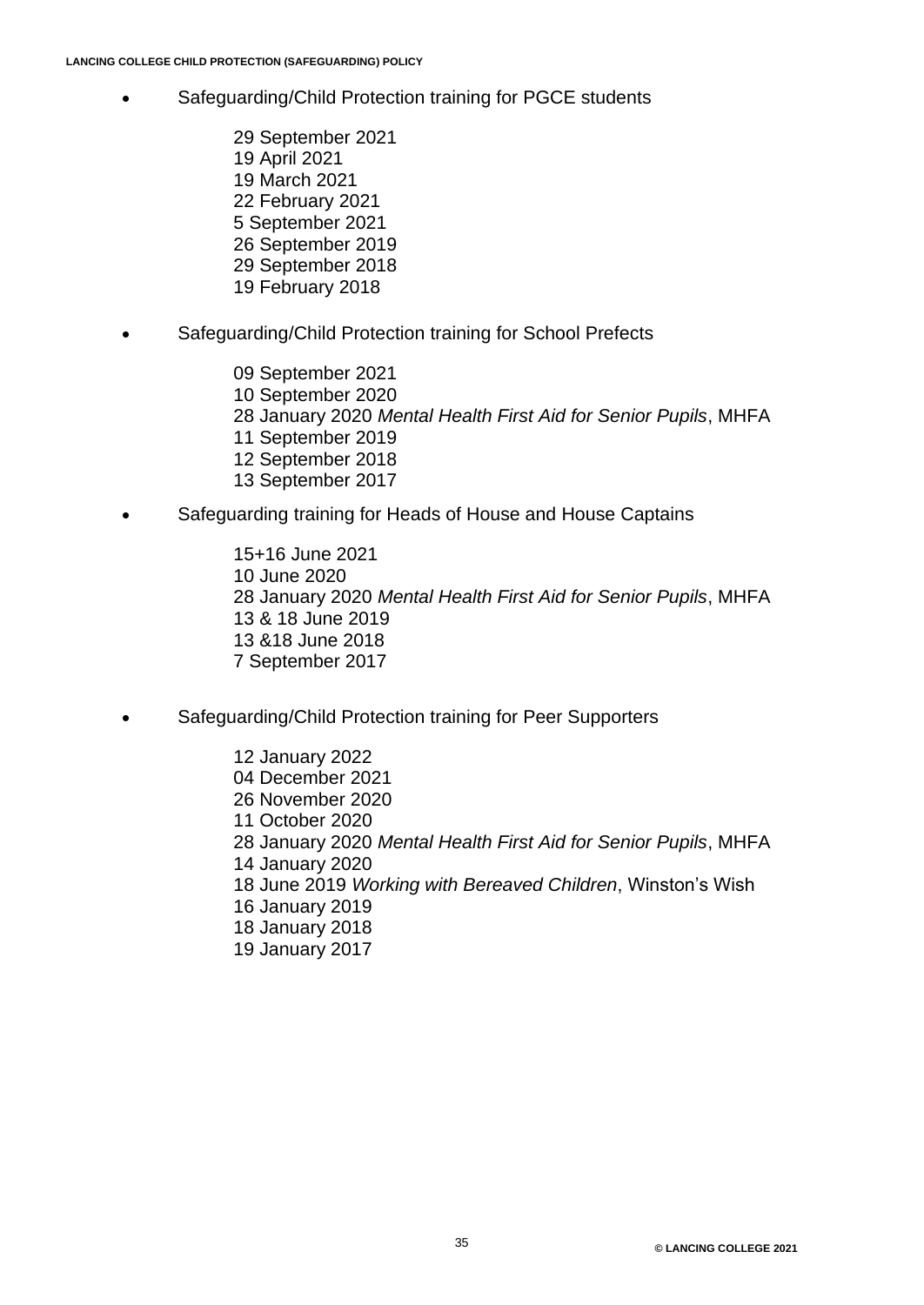- Safeguarding/Child Protection training for PGCE students

  29 September 2021
  19 April 2021
  19 March 2021
  22 February 2021
  5 September 2021
  26 September 2019
  29 September 2018
  19 February 2018

- Safeguarding/Child Protection training for School Prefects

  09 September 2021
  10 September 2020
  28 January 2020 *Mental Health First Aid for Senior Pupils*, MHFA
  11 September 2019
  12 September 2018
  13 September 2017

- Safeguarding training for Heads of House and House Captains

  15+16 June 2021
  10 June 2020
  28 January 2020 *Mental Health First Aid for Senior Pupils*, MHFA
  13 & 18 June 2019
  13 &18 June 2018
  7 September 2017

- Safeguarding/Child Protection training for Peer Supporters

  12 January 2022
  04 December 2021
  26 November 2020
  11 October 2020
  28 January 2020 *Mental Health First Aid for Senior Pupils*, MHFA
  14 January 2020
  18 June 2019 *Working with Bereaved Children*, Winston's Wish
  16 January 2019
  18 January 2018
  19 January 2017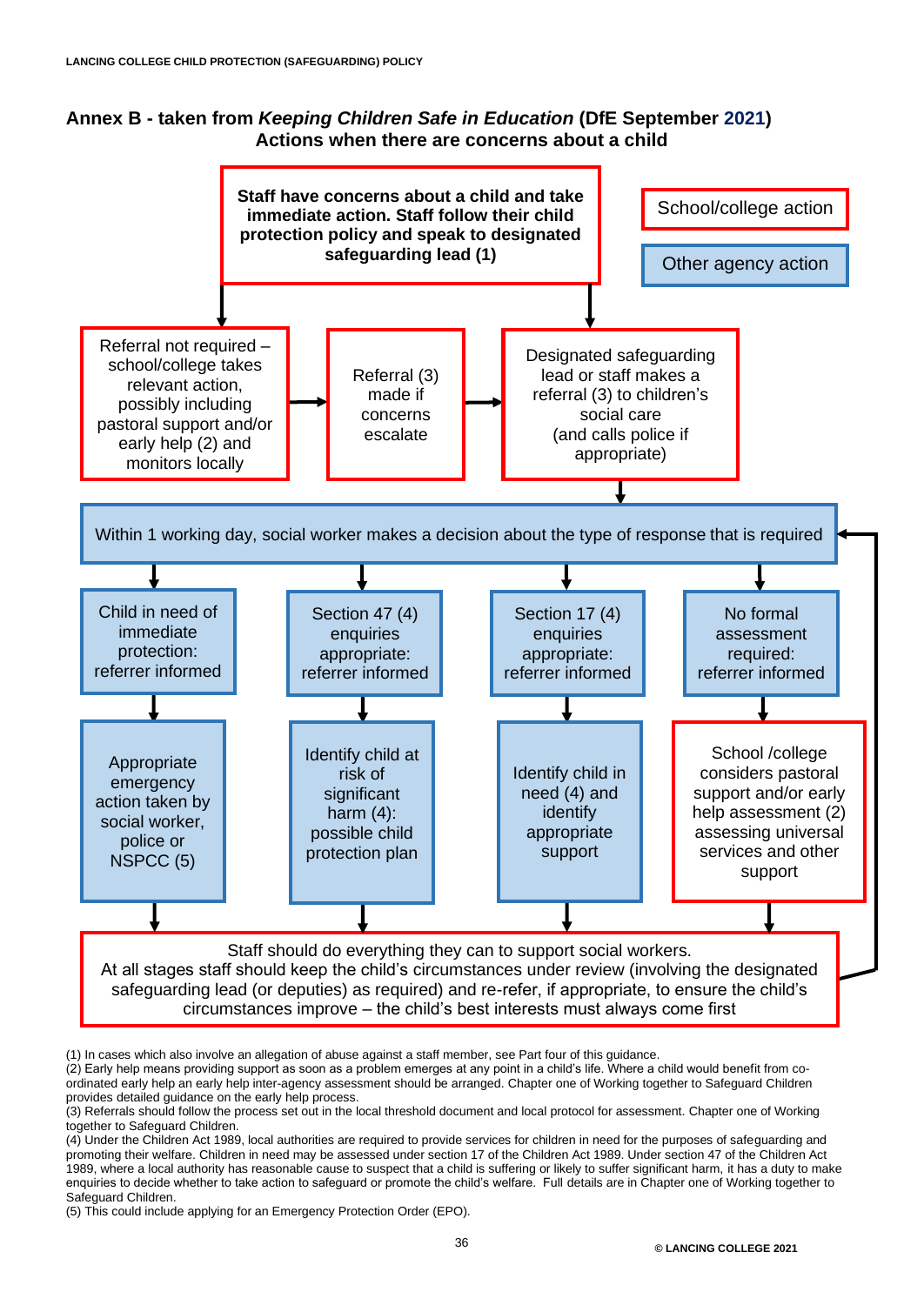## Annex B - taken from *Keeping Children Safe in Education* (DfE September 2021)
## Actions when there are concerns about a child

School/college action

Other agency action

Staff have concerns about a child and take immediate action. Staff follow their child protection policy and speak to designated safeguarding lead (1)

Referral not required – school/college takes relevant action, possibly including pastoral support and/or early help (2) and monitors locally

Referral (3) made if concerns escalate

Designated safeguarding lead or staff makes a referral (3) to children's social care (and calls police if appropriate)

Within 1 working day, social worker makes a decision about the type of response that is required

Child in need of immediate protection: referrer informed

Section 47 (4) enquiries appropriate: referrer informed

Section 17 (4) enquiries appropriate: referrer informed

No formal assessment required: referrer informed

Appropriate emergency action taken by social worker, police or NSPCC (5)

Identify child at risk of significant harm (4): possible child protection plan

Identify child in need (4) and identify appropriate support

School /college considers pastoral support and/or early help assessment (2) assessing universal services and other support

Staff should do everything they can to support social workers. At all stages staff should keep the child's circumstances under review (involving the designated safeguarding lead (or deputies) as required) and re-refer, if appropriate, to ensure the child's circumstances improve – the child's best interests must always come first

(1) In cases which also involve an allegation of abuse against a staff member, see Part four of this guidance.
(2) Early help means providing support as soon as a problem emerges at any point in a child's life. Where a child would benefit from co-ordinated early help an early help inter-agency assessment should be arranged. Chapter one of Working together to Safeguard Children provides detailed guidance on the early help process.
(3) Referrals should follow the process set out in the local threshold document and local protocol for assessment. Chapter one of Working together to Safeguard Children.
(4) Under the Children Act 1989, local authorities are required to provide services for children in need for the purposes of safeguarding and promoting their welfare. Children in need may be assessed under section 17 of the Children Act 1989. Under section 47 of the Children Act 1989, where a local authority has reasonable cause to suspect that a child is suffering or likely to suffer significant harm, it has a duty to make enquiries to decide whether to take action to safeguard or promote the child's welfare. Full details are in Chapter one of Working together to Safeguard Children.
(5) This could include applying for an Emergency Protection Order (EPO).